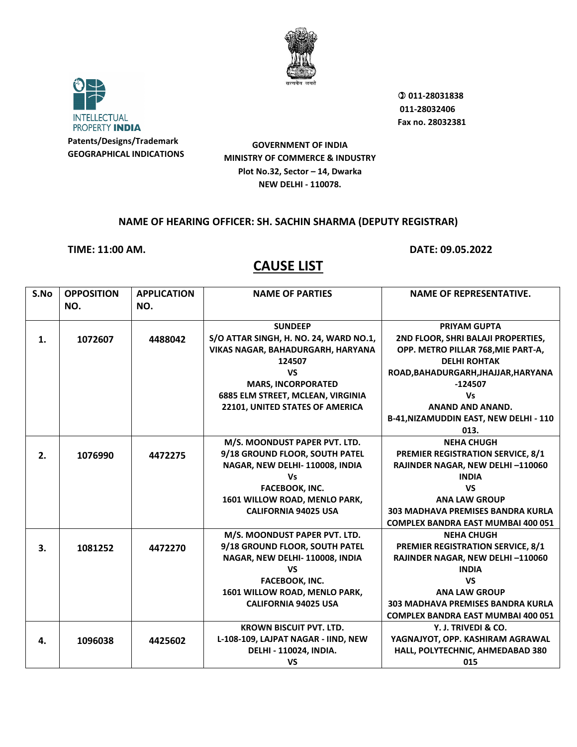INTELLECTUAL PROPERTY INDIA

**Patents/Designs/Trademark**
**GEOGRAPHICAL INDICATIONS**

सत्यमेव जयते

**011-28031838**
**011-28032406**
**Fax no. 28032381**

**GOVERNMENT OF INDIA**
**MINISTRY OF COMMERCE & INDUSTRY**
**Plot No.32, Sector – 14, Dwarka**
**NEW DELHI - 110078.**

**NAME OF HEARING OFFICER: SH. SACHIN SHARMA (DEPUTY REGISTRAR)**

**TIME: 11:00 AM.** **DATE: 09.05.2022**

## CAUSE LIST

| S.No | OPPOSITION NO. | APPLICATION NO. | NAME OF PARTIES | NAME OF REPRESENTATIVE. |
|---|---|---|---|---|
| 1. | 1072607 | 4488042 | SUNDEEP S/O ATTAR SINGH, H. NO. 24, WARD NO.1, VIKAS NAGAR, BAHADURGARH, HARYANA 124507 VS MARS, INCORPORATED 6885 ELM STREET, MCLEAN, VIRGINIA 22101, UNITED STATES OF AMERICA | PRIYAM GUPTA 2ND FLOOR, SHRI BALAJI PROPERTIES, OPP. METRO PILLAR 768,MIE PART-A, DELHI ROHTAK ROAD,BAHADURGARH,JHAJJAR,HARYANA -124507 Vs ANAND AND ANAND. B-41,NIZAMUDDIN EAST, NEW DELHI - 110 013. |
| 2. | 1076990 | 4472275 | M/S. MOONDUST PAPER PVT. LTD. 9/18 GROUND FLOOR, SOUTH PATEL NAGAR, NEW DELHI- 110008, INDIA Vs FACEBOOK, INC. 1601 WILLOW ROAD, MENLO PARK, CALIFORNIA 94025 USA | NEHA CHUGH PREMIER REGISTRATION SERVICE, 8/1 RAJINDER NAGAR, NEW DELHI –110060 INDIA VS ANA LAW GROUP 303 MADHAVA PREMISES BANDRA KURLA COMPLEX BANDRA EAST MUMBAI 400 051 |
| 3. | 1081252 | 4472270 | M/S. MOONDUST PAPER PVT. LTD. 9/18 GROUND FLOOR, SOUTH PATEL NAGAR, NEW DELHI- 110008, INDIA VS FACEBOOK, INC. 1601 WILLOW ROAD, MENLO PARK, CALIFORNIA 94025 USA | NEHA CHUGH PREMIER REGISTRATION SERVICE, 8/1 RAJINDER NAGAR, NEW DELHI –110060 INDIA VS ANA LAW GROUP 303 MADHAVA PREMISES BANDRA KURLA COMPLEX BANDRA EAST MUMBAI 400 051 |
| 4. | 1096038 | 4425602 | KROWN BISCUIT PVT. LTD. L-108-109, LAJPAT NAGAR - IIND, NEW DELHI - 110024, INDIA. VS | Y. J. TRIVEDI & CO. YAGNAJYOT, OPP. KASHIRAM AGRAWAL HALL, POLYTECHNIC, AHMEDABAD 380 015 |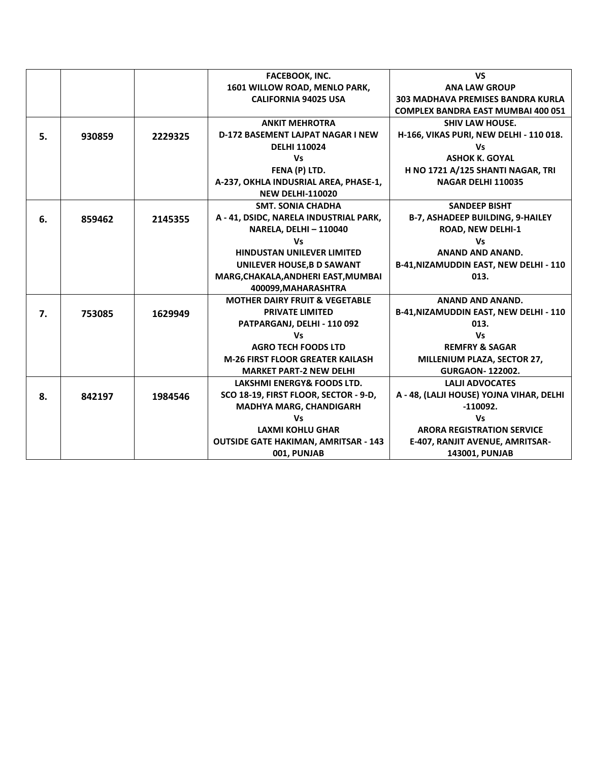|  |  |  |  |  |
| --- | --- | --- | --- | --- |
|  |  |  | **FACEBOOK, INC.<br>1601 WILLOW ROAD, MENLO PARK, CALIFORNIA 94025 USA** | **VS<br>ANA LAW GROUP<br>303 MADHAVA PREMISES BANDRA KURLA COMPLEX BANDRA EAST MUMBAI 400 051** |
| **5.** | **930859** | **2229325** | **ANKIT MEHROTRA<br>D-172 BASEMENT LAJPAT NAGAR I NEW DELHI 110024<br>Vs<br>FENA (P) LTD.<br>A-237, OKHLA INDUSRIAL AREA, PHASE-1, NEW DELHI-110020** | **SHIV LAW HOUSE.<br>H-166, VIKAS PURI, NEW DELHI - 110 018.<br>Vs<br>ASHOK K. GOYAL<br>H NO 1721 A/125 SHANTI NAGAR, TRI NAGAR DELHI 110035** |
| **6.** | **859462** | **2145355** | **SMT. SONIA CHADHA<br>A - 41, DSIDC, NARELA INDUSTRIAL PARK, NARELA, DELHI – 110040<br>Vs<br>HINDUSTAN UNILEVER LIMITED<br>UNILEVER HOUSE,B D SAWANT MARG,CHAKALA,ANDHERI EAST,MUMBAI 400099,MAHARASHTRA** | **SANDEEP BISHT<br>B-7, ASHADEEP BUILDING, 9-HAILEY ROAD, NEW DELHI-1<br>Vs<br>ANAND AND ANAND.<br>B-41,NIZAMUDDIN EAST, NEW DELHI - 110 013.** |
| **7.** | **753085** | **1629949** | **MOTHER DAIRY FRUIT & VEGETABLE PRIVATE LIMITED<br>PATPARGANJ, DELHI - 110 092<br>Vs<br>AGRO TECH FOODS LTD<br>M-26 FIRST FLOOR GREATER KAILASH MARKET PART-2 NEW DELHI** | **ANAND AND ANAND.<br>B-41,NIZAMUDDIN EAST, NEW DELHI - 110 013.<br>Vs<br>REMFRY & SAGAR<br>MILLENIUM PLAZA, SECTOR 27, GURGAON- 122002.** |
| **8.** | **842197** | **1984546** | **LAKSHMI ENERGY& FOODS LTD.<br>SCO 18-19, FIRST FLOOR, SECTOR - 9-D, MADHYA MARG, CHANDIGARH<br>Vs<br>LAXMI KOHLU GHAR<br>OUTSIDE GATE HAKIMAN, AMRITSAR - 143 001, PUNJAB** | **LALJI ADVOCATES<br>A - 48, (LALJI HOUSE) YOJNA VIHAR, DELHI -110092.<br>Vs<br>ARORA REGISTRATION SERVICE<br>E-407, RANJIT AVENUE, AMRITSAR-143001, PUNJAB** |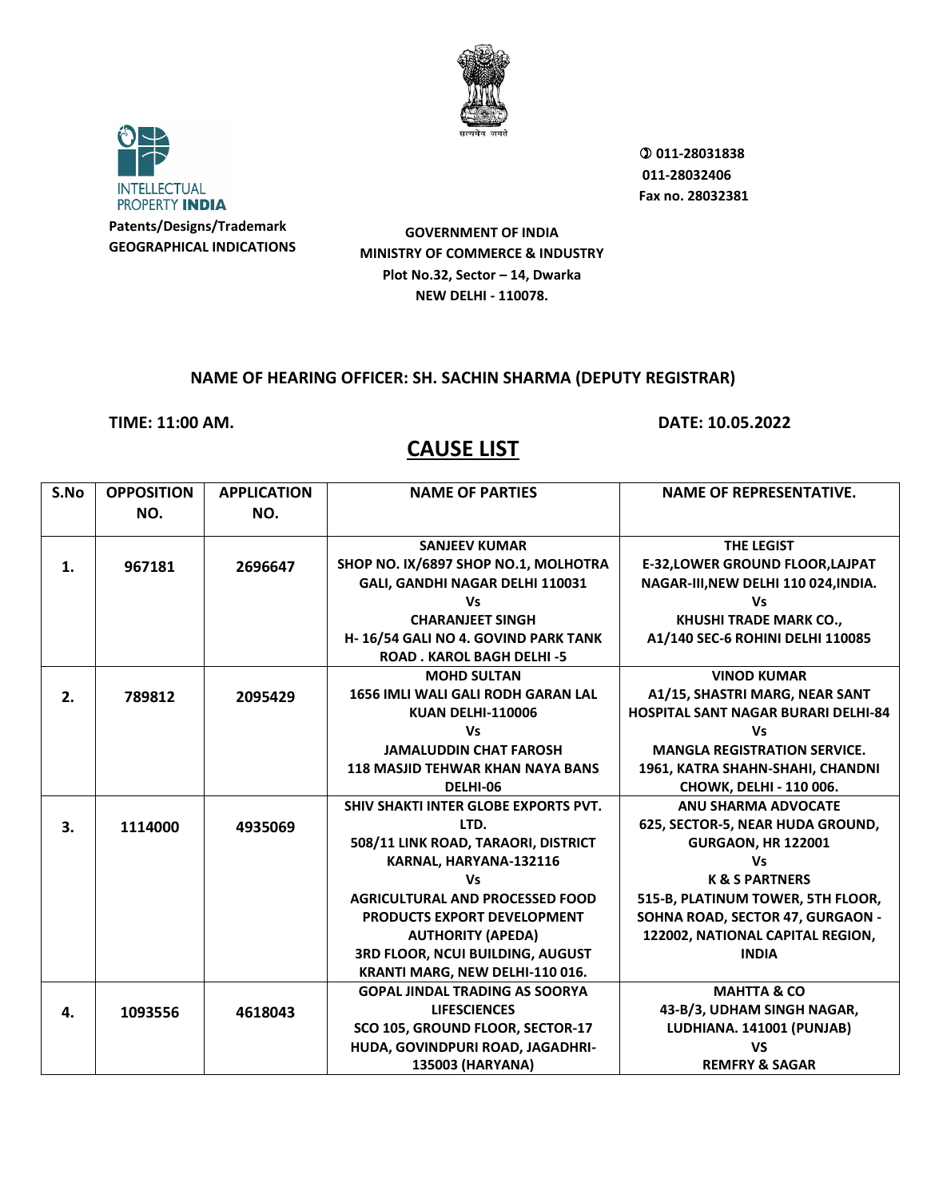Patents/Designs/Trademark
GEOGRAPHICAL INDICATIONS

011-28031838
011-28032406
Fax no. 28032381

**GOVERNMENT OF INDIA**
**MINISTRY OF COMMERCE & INDUSTRY**
**Plot No.32, Sector – 14, Dwarka**
**NEW DELHI - 110078.**

**NAME OF HEARING OFFICER: SH. SACHIN SHARMA (DEPUTY REGISTRAR)**

**TIME: 11:00 AM.** **DATE: 10.05.2022**

# CAUSE LIST

| S.No | OPPOSITION NO. | APPLICATION NO. | NAME OF PARTIES | NAME OF REPRESENTATIVE. |
|---|---|---|---|---|
| 1. | 967181 | 2696647 | SANJEEV KUMAR SHOP NO. IX/6897 SHOP NO.1, MOLHOTRA GALI, GANDHI NAGAR DELHI 110031 Vs CHARANJEET SINGH H- 16/54 GALI NO 4. GOVIND PARK TANK ROAD . KAROL BAGH DELHI -5 | THE LEGIST E-32,LOWER GROUND FLOOR,LAJPAT NAGAR-III,NEW DELHI 110 024,INDIA. Vs KHUSHI TRADE MARK CO., A1/140 SEC-6 ROHINI DELHI 110085 |
| 2. | 789812 | 2095429 | MOHD SULTAN 1656 IMLI WALI GALI RODH GARAN LAL KUAN DELHI-110006 Vs JAMALUDDIN CHAT FAROSH 118 MASJID TEHWAR KHAN NAYA BANS DELHI-06 | VINOD KUMAR A1/15, SHASTRI MARG, NEAR SANT HOSPITAL SANT NAGAR BURARI DELHI-84 Vs MANGLA REGISTRATION SERVICE. 1961, KATRA SHAHN-SHAHI, CHANDNI CHOWK, DELHI - 110 006. |
| 3. | 1114000 | 4935069 | SHIV SHAKTI INTER GLOBE EXPORTS PVT. LTD. 508/11 LINK ROAD, TARAORI, DISTRICT KARNAL, HARYANA-132116 Vs AGRICULTURAL AND PROCESSED FOOD PRODUCTS EXPORT DEVELOPMENT AUTHORITY (APEDA) 3RD FLOOR, NCUI BUILDING, AUGUST KRANTI MARG, NEW DELHI-110 016. | ANU SHARMA ADVOCATE 625, SECTOR-5, NEAR HUDA GROUND, GURGAON, HR 122001 Vs K & S PARTNERS 515-B, PLATINUM TOWER, 5TH FLOOR, SOHNA ROAD, SECTOR 47, GURGAON - 122002, NATIONAL CAPITAL REGION, INDIA |
| 4. | 1093556 | 4618043 | GOPAL JINDAL TRADING AS SOORYA LIFESCIENCES SCO 105, GROUND FLOOR, SECTOR-17 HUDA, GOVINDPURI ROAD, JAGADHRI-135003 (HARYANA) | MAHTTA & CO 43-B/3, UDHAM SINGH NAGAR, LUDHIANA. 141001 (PUNJAB) VS REMFRY & SAGAR |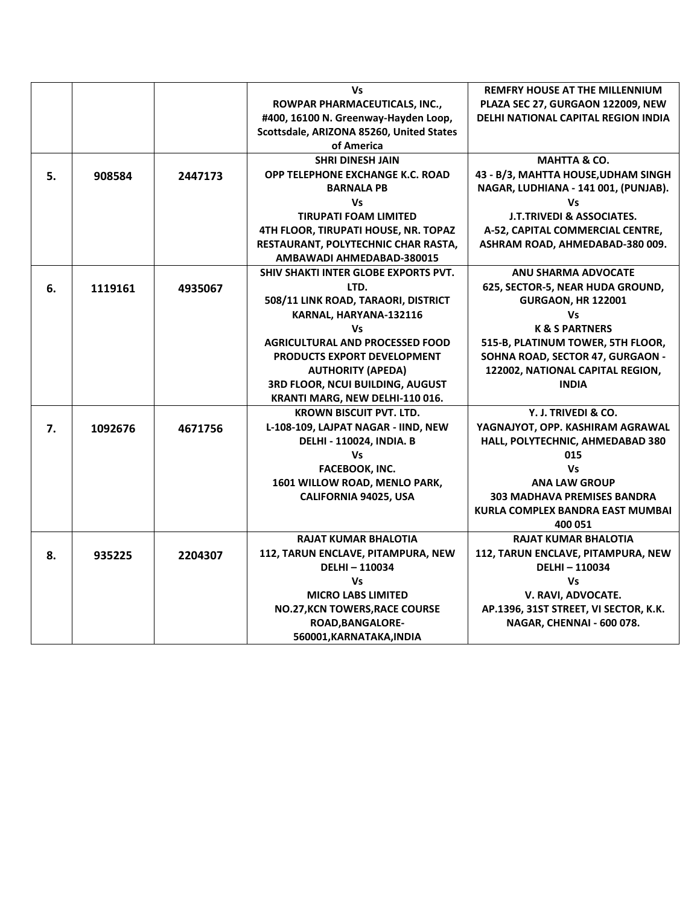| | | | | |
|---|---|---|---|---|
| | | | Vs<br>ROWPAR PHARMACEUTICALS, INC.,<br>#400, 16100 N. Greenway-Hayden Loop, Scottsdale, ARIZONA 85260, United States of America | REMFRY HOUSE AT THE MILLENNIUM PLAZA SEC 27, GURGAON 122009, NEW DELHI NATIONAL CAPITAL REGION INDIA |
| 5. | 908584 | 2447173 | SHRI DINESH JAIN<br>OPP TELEPHONE EXCHANGE K.C. ROAD BARNALA PB<br>Vs<br>TIRUPATI FOAM LIMITED<br>4TH FLOOR, TIRUPATI HOUSE, NR. TOPAZ RESTAURANT, POLYTECHNIC CHAR RASTA, AMBAWADI AHMEDABAD-380015 | MAHTTA & CO.<br>43 - B/3, MAHTTA HOUSE,UDHAM SINGH NAGAR, LUDHIANA - 141 001, (PUNJAB).<br>Vs<br>J.T.TRIVEDI & ASSOCIATES.<br>A-52, CAPITAL COMMERCIAL CENTRE, ASHRAM ROAD, AHMEDABAD-380 009. |
| 6. | 1119161 | 4935067 | SHIV SHAKTI INTER GLOBE EXPORTS PVT. LTD.<br>508/11 LINK ROAD, TARAORI, DISTRICT KARNAL, HARYANA-132116<br>Vs<br>AGRICULTURAL AND PROCESSED FOOD PRODUCTS EXPORT DEVELOPMENT AUTHORITY (APEDA)<br>3RD FLOOR, NCUI BUILDING, AUGUST KRANTI MARG, NEW DELHI-110 016. | ANU SHARMA ADVOCATE<br>625, SECTOR-5, NEAR HUDA GROUND, GURGAON, HR 122001<br>Vs<br>K & S PARTNERS<br>515-B, PLATINUM TOWER, 5TH FLOOR, SOHNA ROAD, SECTOR 47, GURGAON - 122002, NATIONAL CAPITAL REGION, INDIA |
| 7. | 1092676 | 4671756 | KROWN BISCUIT PVT. LTD.<br>L-108-109, LAJPAT NAGAR - IIND, NEW DELHI - 110024, INDIA. B<br>Vs<br>FACEBOOK, INC.<br>1601 WILLOW ROAD, MENLO PARK, CALIFORNIA 94025, USA | Y. J. TRIVEDI & CO.<br>YAGNAJYOT, OPP. KASHIRAM AGRAWAL HALL, POLYTECHNIC, AHMEDABAD 380 015<br>Vs<br>ANA LAW GROUP<br>303 MADHAVA PREMISES BANDRA KURLA COMPLEX BANDRA EAST MUMBAI 400 051 |
| 8. | 935225 | 2204307 | RAJAT KUMAR BHALOTIA<br>112, TARUN ENCLAVE, PITAMPURA, NEW DELHI – 110034<br>Vs<br>MICRO LABS LIMITED<br>NO.27,KCN TOWERS,RACE COURSE ROAD,BANGALORE-560001,KARNATAKA,INDIA | RAJAT KUMAR BHALOTIA<br>112, TARUN ENCLAVE, PITAMPURA, NEW DELHI – 110034<br>Vs<br>V. RAVI, ADVOCATE.<br>AP.1396, 31ST STREET, VI SECTOR, K.K. NAGAR, CHENNAI - 600 078. |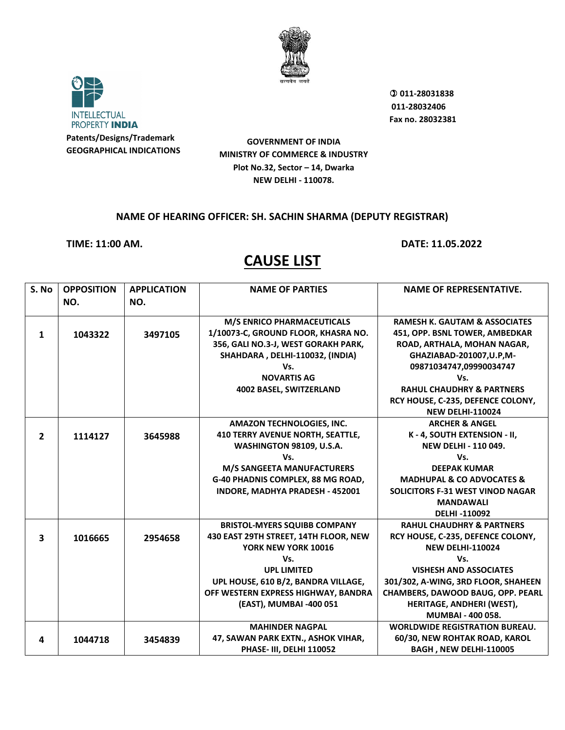INTELLECTUAL PROPERTY **INDIA**

**Patents/Designs/Trademark**
**GEOGRAPHICAL INDICATIONS**

सत्यमेव जयते

**✆ 011-28031838**
**011-28032406**
**Fax no. 28032381**

**GOVERNMENT OF INDIA**
**MINISTRY OF COMMERCE & INDUSTRY**
**Plot No.32, Sector – 14, Dwarka**
**NEW DELHI - 110078.**

**NAME OF HEARING OFFICER: SH. SACHIN SHARMA (DEPUTY REGISTRAR)**

**TIME: 11:00 AM.** **DATE: 11.05.2022**

# CAUSE LIST

| S. No | OPPOSITION NO. | APPLICATION NO. | NAME OF PARTIES | NAME OF REPRESENTATIVE. |
|---|---|---|---|---|
| 1 | 1043322 | 3497105 | M/S ENRICO PHARMACEUTICALS 1/10073-C, GROUND FLOOR, KHASRA NO. 356, GALI NO.3-J, WEST GORAKH PARK, SHAHDARA , DELHI-110032, (INDIA) Vs. NOVARTIS AG 4002 BASEL, SWITZERLAND | RAMESH K. GAUTAM & ASSOCIATES 451, OPP. BSNL TOWER, AMBEDKAR ROAD, ARTHALA, MOHAN NAGAR, GHAZIABAD-201007,U.P,M-09871034747,09990034747 Vs. RAHUL CHAUDHRY & PARTNERS RCY HOUSE, C-235, DEFENCE COLONY, NEW DELHI-110024 |
| 2 | 1114127 | 3645988 | AMAZON TECHNOLOGIES, INC. 410 TERRY AVENUE NORTH, SEATTLE, WASHINGTON 98109, U.S.A. Vs. M/S SANGEETA MANUFACTURERS G-40 PHADNIS COMPLEX, 88 MG ROAD, INDORE, MADHYA PRADESH - 452001 | ARCHER & ANGEL K - 4, SOUTH EXTENSION - II, NEW DELHI - 110 049. Vs. DEEPAK KUMAR MADHUPAL & CO ADVOCATES & SOLICITORS F-31 WEST VINOD NAGAR MANDAWALI DELHI -110092 |
| 3 | 1016665 | 2954658 | BRISTOL-MYERS SQUIBB COMPANY 430 EAST 29TH STREET, 14TH FLOOR, NEW YORK NEW YORK 10016 Vs. UPL LIMITED UPL HOUSE, 610 B/2, BANDRA VILLAGE, OFF WESTERN EXPRESS HIGHWAY, BANDRA (EAST), MUMBAI -400 051 | RAHUL CHAUDHRY & PARTNERS RCY HOUSE, C-235, DEFENCE COLONY, NEW DELHI-110024 Vs. VISHESH AND ASSOCIATES 301/302, A-WING, 3RD FLOOR, SHAHEEN CHAMBERS, DAWOOD BAUG, OPP. PEARL HERITAGE, ANDHERI (WEST), MUMBAI - 400 058. |
| 4 | 1044718 | 3454839 | MAHINDER NAGPAL 47, SAWAN PARK EXTN., ASHOK VIHAR, PHASE- III, DELHI 110052 | WORLDWIDE REGISTRATION BUREAU. 60/30, NEW ROHTAK ROAD, KAROL BAGH , NEW DELHI-110005 |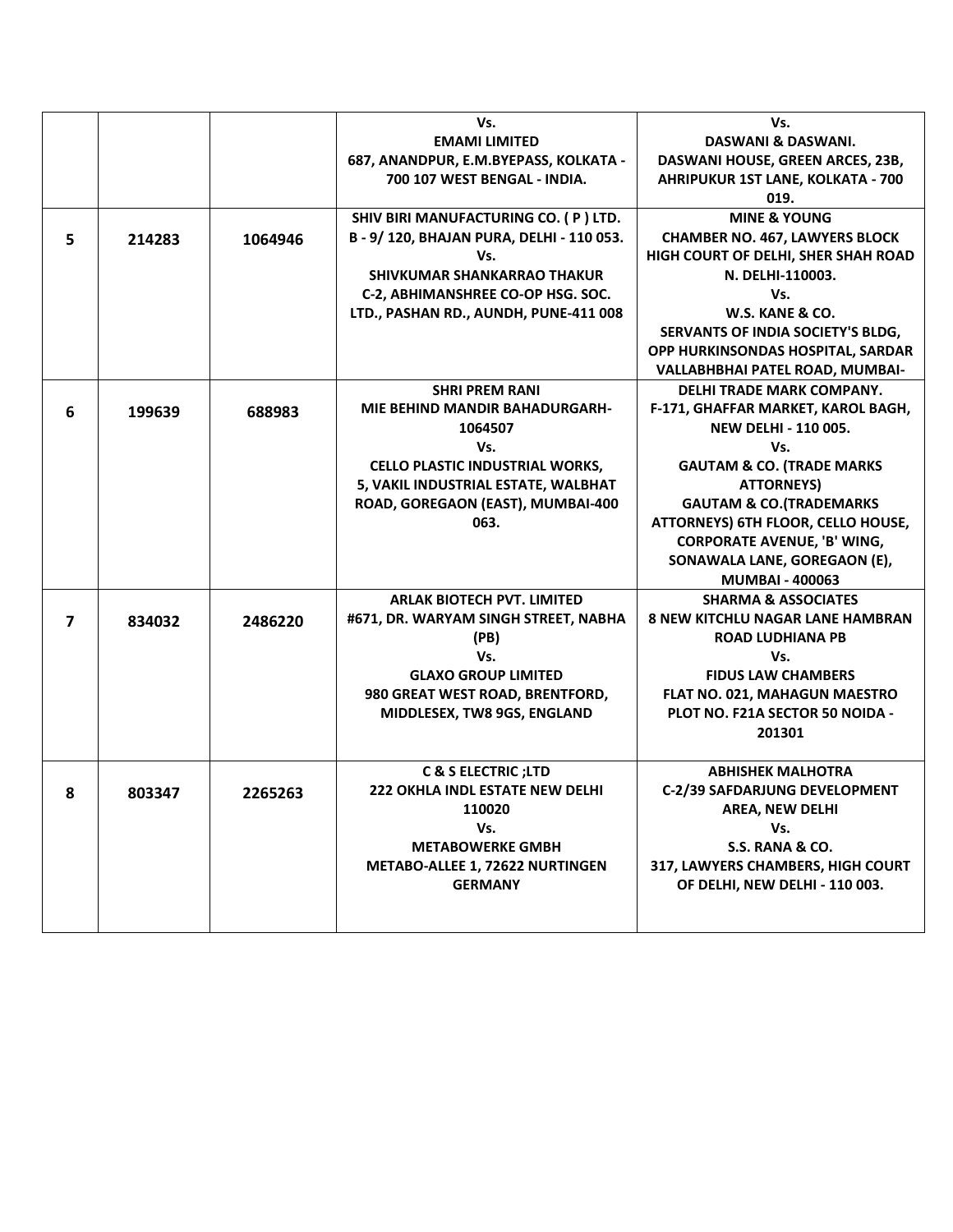| | | | | |
|---|---|---|---|---|
| | | | Vs.<br>**EMAMI LIMITED**<br>687, ANANDPUR, E.M.BYEPASS, KOLKATA - 700 107 WEST BENGAL - INDIA. | Vs.<br>DASWANI & DASWANI.<br>DASWANI HOUSE, GREEN ARCES, 23B, AHRIPUKUR 1ST LANE, KOLKATA - 700 019. |
| 5 | 214283 | 1064946 | SHIV BIRI MANUFACTURING CO. ( P ) LTD.<br>B - 9/ 120, BHAJAN PURA, DELHI - 110 053.<br>Vs.<br>SHIVKUMAR SHANKARRAO THAKUR<br>C-2, ABHIMANSHREE CO-OP HSG. SOC. LTD., PASHAN RD., AUNDH, PUNE-411 008 | MINE & YOUNG<br>CHAMBER NO. 467, LAWYERS BLOCK HIGH COURT OF DELHI, SHER SHAH ROAD N. DELHI-110003.<br>Vs.<br>W.S. KANE & CO.<br>SERVANTS OF INDIA SOCIETY'S BLDG, OPP HURKINSONDAS HOSPITAL, SARDAR VALLABHBHAI PATEL ROAD, MUMBAI- |
| 6 | 199639 | 688983 | SHRI PREM RANI<br>MIE BEHIND MANDIR BAHADURGARH-1064507<br>Vs.<br>CELLO PLASTIC INDUSTRIAL WORKS,<br>5, VAKIL INDUSTRIAL ESTATE, WALBHAT ROAD, GOREGAON (EAST), MUMBAI-400 063. | DELHI TRADE MARK COMPANY.<br>F-171, GHAFFAR MARKET, KAROL BAGH, NEW DELHI - 110 005.<br>Vs.<br>GAUTAM & CO. (TRADE MARKS ATTORNEYS)<br>GAUTAM & CO.(TRADEMARKS ATTORNEYS) 6TH FLOOR, CELLO HOUSE, CORPORATE AVENUE, 'B' WING, SONAWALA LANE, GOREGAON (E), MUMBAI - 400063 |
| 7 | 834032 | 2486220 | ARLAK BIOTECH PVT. LIMITED<br>#671, DR. WARYAM SINGH STREET, NABHA (PB)<br>Vs.<br>GLAXO GROUP LIMITED<br>980 GREAT WEST ROAD, BRENTFORD, MIDDLESEX, TW8 9GS, ENGLAND | SHARMA & ASSOCIATES<br>8 NEW KITCHLU NAGAR LANE HAMBRAN ROAD LUDHIANA PB<br>Vs.<br>FIDUS LAW CHAMBERS<br>FLAT NO. 021, MAHAGUN MAESTRO PLOT NO. F21A SECTOR 50 NOIDA - 201301 |
| 8 | 803347 | 2265263 | C & S ELECTRIC ;LTD<br>222 OKHLA INDL ESTATE NEW DELHI 110020<br>Vs.<br>METABOWERKE GMBH<br>METABO-ALLEE 1, 72622 NURTINGEN GERMANY | ABHISHEK MALHOTRA<br>C-2/39 SAFDARJUNG DEVELOPMENT AREA, NEW DELHI<br>Vs.<br>S.S. RANA & CO.<br>317, LAWYERS CHAMBERS, HIGH COURT OF DELHI, NEW DELHI - 110 003. |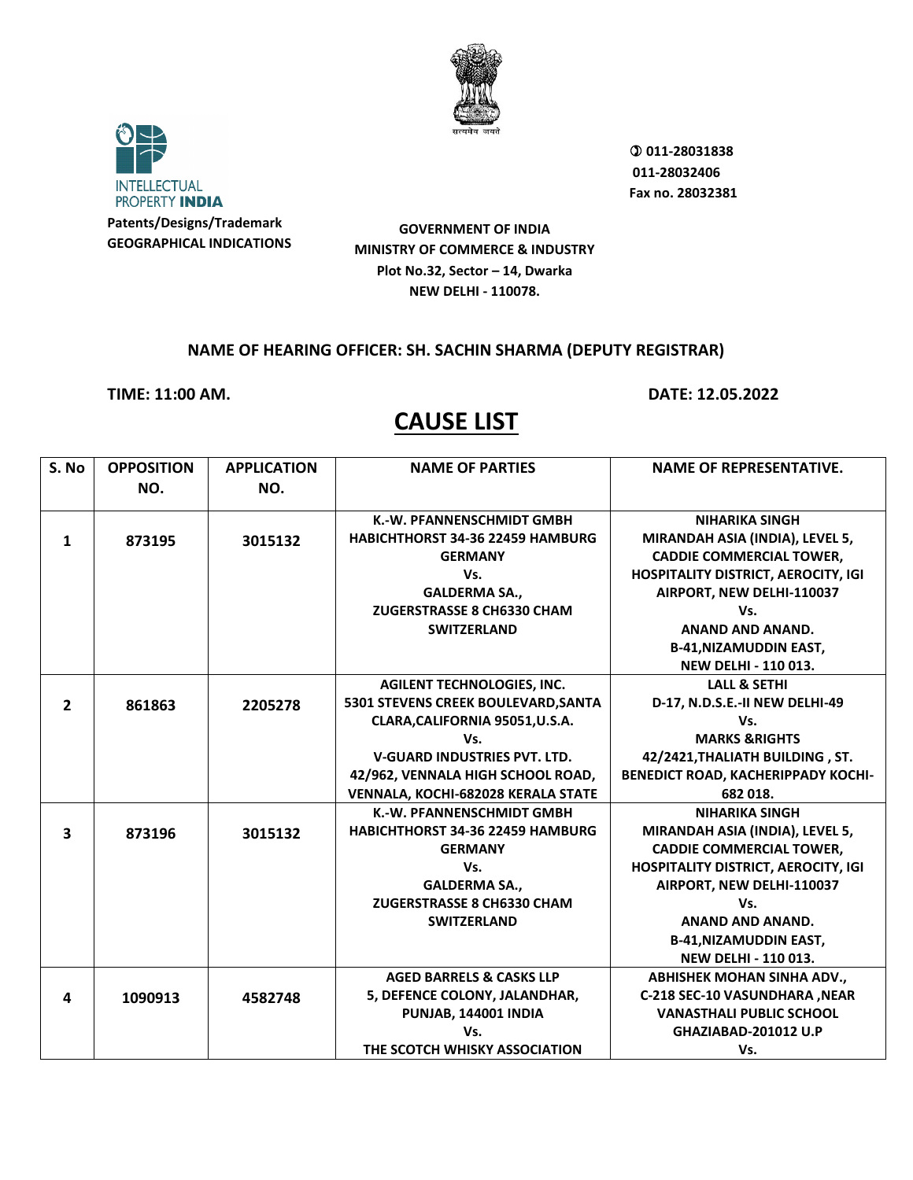Patents/Designs/Trademark
GEOGRAPHICAL INDICATIONS

✆ 011-28031838
011-28032406
Fax no. 28032381

**GOVERNMENT OF INDIA**
**MINISTRY OF COMMERCE & INDUSTRY**
**Plot No.32, Sector – 14, Dwarka**
**NEW DELHI - 110078.**

**NAME OF HEARING OFFICER: SH. SACHIN SHARMA (DEPUTY REGISTRAR)**

**TIME: 11:00 AM.** **DATE: 12.05.2022**

# CAUSE LIST

| S. No | OPPOSITION NO. | APPLICATION NO. | NAME OF PARTIES | NAME OF REPRESENTATIVE. |
|---|---|---|---|---|
| 1 | 873195 | 3015132 | K.-W. PFANNENSCHMIDT GMBH HABICHTHORST 34-36 22459 HAMBURG GERMANY Vs. GALDERMA SA., ZUGERSTRASSE 8 CH6330 CHAM SWITZERLAND | NIHARIKA SINGH MIRANDAH ASIA (INDIA), LEVEL 5, CADDIE COMMERCIAL TOWER, HOSPITALITY DISTRICT, AEROCITY, IGI AIRPORT, NEW DELHI-110037 Vs. ANAND AND ANAND. B-41,NIZAMUDDIN EAST, NEW DELHI - 110 013. |
| 2 | 861863 | 2205278 | AGILENT TECHNOLOGIES, INC. 5301 STEVENS CREEK BOULEVARD,SANTA CLARA,CALIFORNIA 95051,U.S.A. Vs. V-GUARD INDUSTRIES PVT. LTD. 42/962, VENNALA HIGH SCHOOL ROAD, VENNALA, KOCHI-682028 KERALA STATE | LALL & SETHI D-17, N.D.S.E.-II NEW DELHI-49 Vs. MARKS &RIGHTS 42/2421,THALIATH BUILDING , ST. BENEDICT ROAD, KACHERIPPADY KOCHI-682 018. |
| 3 | 873196 | 3015132 | K.-W. PFANNENSCHMIDT GMBH HABICHTHORST 34-36 22459 HAMBURG GERMANY Vs. GALDERMA SA., ZUGERSTRASSE 8 CH6330 CHAM SWITZERLAND | NIHARIKA SINGH MIRANDAH ASIA (INDIA), LEVEL 5, CADDIE COMMERCIAL TOWER, HOSPITALITY DISTRICT, AEROCITY, IGI AIRPORT, NEW DELHI-110037 Vs. ANAND AND ANAND. B-41,NIZAMUDDIN EAST, NEW DELHI - 110 013. |
| 4 | 1090913 | 4582748 | AGED BARRELS & CASKS LLP 5, DEFENCE COLONY, JALANDHAR, PUNJAB, 144001 INDIA Vs. THE SCOTCH WHISKY ASSOCIATION | ABHISHEK MOHAN SINHA ADV., C-218 SEC-10 VASUNDHARA ,NEAR VANASTHALI PUBLIC SCHOOL GHAZIABAD-201012 U.P Vs. |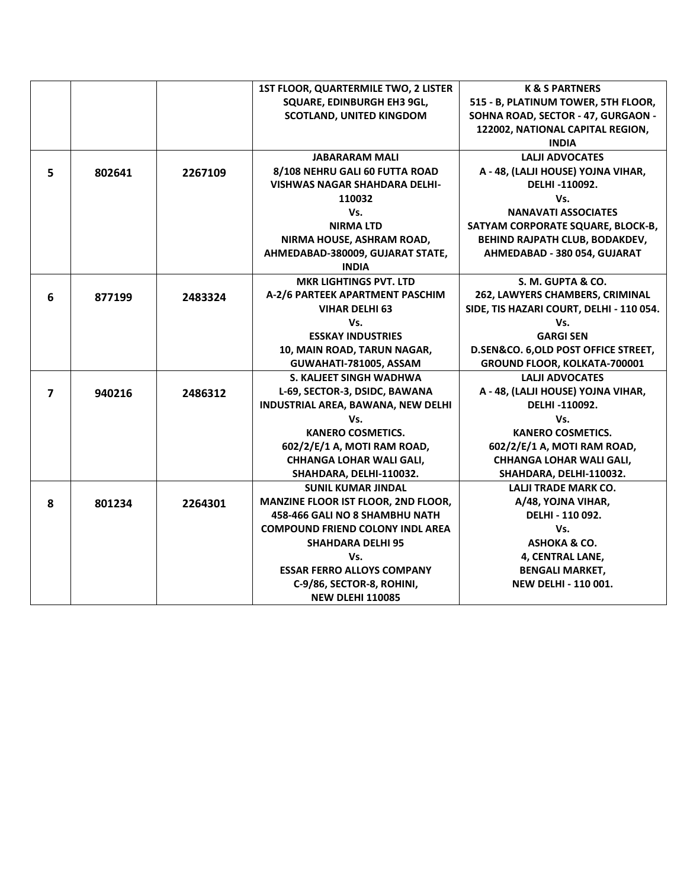| | | | | |
|---|---|---|---|---|
| | | | 1ST FLOOR, QUARTERMILE TWO, 2 LISTER SQUARE, EDINBURGH EH3 9GL, SCOTLAND, UNITED KINGDOM | K & S PARTNERS<br>515 - B, PLATINUM TOWER, 5TH FLOOR, SOHNA ROAD, SECTOR - 47, GURGAON - 122002, NATIONAL CAPITAL REGION, INDIA |
| **5** | **802641** | **2267109** | **JABARARAM MALI**<br>**8/108 NEHRU GALI 60 FUTTA ROAD VISHWAS NAGAR SHAHDARA DELHI-110032**<br>**Vs.**<br>**NIRMA LTD**<br>**NIRMA HOUSE, ASHRAM ROAD, AHMEDABAD-380009, GUJARAT STATE, INDIA** | **LALJI ADVOCATES**<br>**A - 48, (LALJI HOUSE) YOJNA VIHAR, DELHI -110092.**<br>**Vs.**<br>**NANAVATI ASSOCIATES**<br>**SATYAM CORPORATE SQUARE, BLOCK-B, BEHIND RAJPATH CLUB, BODAKDEV, AHMEDABAD - 380 054, GUJARAT** |
| **6** | **877199** | **2483324** | **MKR LIGHTINGS PVT. LTD**<br>**A-2/6 PARTEEK APARTMENT PASCHIM VIHAR DELHI 63**<br>**Vs.**<br>**ESSKAY INDUSTRIES**<br>**10, MAIN ROAD, TARUN NAGAR, GUWAHATI-781005, ASSAM** | **S. M. GUPTA & CO.**<br>**262, LAWYERS CHAMBERS, CRIMINAL SIDE, TIS HAZARI COURT, DELHI - 110 054.**<br>**Vs.**<br>**GARGI SEN**<br>**D.SEN&CO. 6,OLD POST OFFICE STREET, GROUND FLOOR, KOLKATA-700001** |
| **7** | **940216** | **2486312** | **S. KALJEET SINGH WADHWA**<br>**L-69, SECTOR-3, DSIDC, BAWANA INDUSTRIAL AREA, BAWANA, NEW DELHI**<br>**Vs.**<br>**KANERO COSMETICS.**<br>**602/2/E/1 A, MOTI RAM ROAD, CHHANGA LOHAR WALI GALI, SHAHDARA, DELHI-110032.** | **LALJI ADVOCATES**<br>**A - 48, (LALJI HOUSE) YOJNA VIHAR, DELHI -110092.**<br>**Vs.**<br>**KANERO COSMETICS.**<br>**602/2/E/1 A, MOTI RAM ROAD, CHHANGA LOHAR WALI GALI, SHAHDARA, DELHI-110032.** |
| **8** | **801234** | **2264301** | **SUNIL KUMAR JINDAL**<br>**MANZINE FLOOR IST FLOOR, 2ND FLOOR, 458-466 GALI NO 8 SHAMBHU NATH COMPOUND FRIEND COLONY INDL AREA SHAHDARA DELHI 95**<br>**Vs.**<br>**ESSAR FERRO ALLOYS COMPANY**<br>**C-9/86, SECTOR-8, ROHINI, NEW DLEHI 110085** | **LALJI TRADE MARK CO.**<br>**A/48, YOJNA VIHAR, DELHI - 110 092.**<br>**Vs.**<br>**ASHOKA & CO.**<br>**4, CENTRAL LANE, BENGALI MARKET, NEW DELHI - 110 001.** |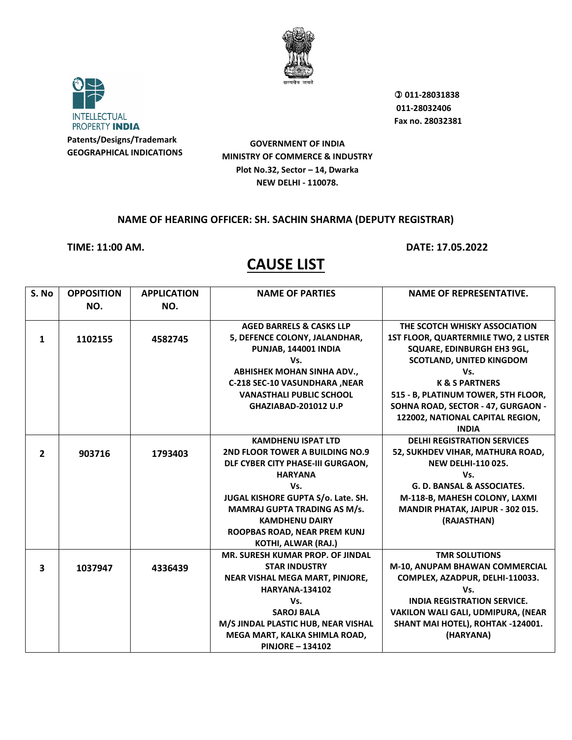INTELLECTUAL PROPERTY INDIA

**Patents/Designs/Trademark**
**GEOGRAPHICAL INDICATIONS**

सत्यमेव जयते

✆ 011-28031838
011-28032406
Fax no. 28032381

**GOVERNMENT OF INDIA**
**MINISTRY OF COMMERCE & INDUSTRY**
**Plot No.32, Sector – 14, Dwarka**
**NEW DELHI - 110078.**

**NAME OF HEARING OFFICER: SH. SACHIN SHARMA (DEPUTY REGISTRAR)**

**TIME: 11:00 AM.** **DATE: 17.05.2022**

# CAUSE LIST

| S. No | OPPOSITION NO. | APPLICATION NO. | NAME OF PARTIES | NAME OF REPRESENTATIVE. |
|---|---|---|---|---|
| 1 | 1102155 | 4582745 | AGED BARRELS & CASKS LLP 5, DEFENCE COLONY, JALANDHAR, PUNJAB, 144001 INDIA Vs. ABHISHEK MOHAN SINHA ADV., C-218 SEC-10 VASUNDHARA ,NEAR VANASTHALI PUBLIC SCHOOL GHAZIABAD-201012 U.P | THE SCOTCH WHISKY ASSOCIATION 1ST FLOOR, QUARTERMILE TWO, 2 LISTER SQUARE, EDINBURGH EH3 9GL, SCOTLAND, UNITED KINGDOM Vs. K & S PARTNERS 515 - B, PLATINUM TOWER, 5TH FLOOR, SOHNA ROAD, SECTOR - 47, GURGAON - 122002, NATIONAL CAPITAL REGION, INDIA |
| 2 | 903716 | 1793403 | KAMDHENU ISPAT LTD 2ND FLOOR TOWER A BUILDING NO.9 DLF CYBER CITY PHASE-III GURGAON, HARYANA Vs. JUGAL KISHORE GUPTA S/o. Late. SH. MAMRAJ GUPTA TRADING AS M/s. KAMDHENU DAIRY ROOPBAS ROAD, NEAR PREM KUNJ KOTHI, ALWAR (RAJ.) | DELHI REGISTRATION SERVICES 52, SUKHDEV VIHAR, MATHURA ROAD, NEW DELHI-110 025. Vs. G. D. BANSAL & ASSOCIATES. M-118-B, MAHESH COLONY, LAXMI MANDIR PHATAK, JAIPUR - 302 015. (RAJASTHAN) |
| 3 | 1037947 | 4336439 | MR. SURESH KUMAR PROP. OF JINDAL STAR INDUSTRY NEAR VISHAL MEGA MART, PINJORE, HARYANA-134102 Vs. SAROJ BALA M/S JINDAL PLASTIC HUB, NEAR VISHAL MEGA MART, KALKA SHIMLA ROAD, PINJORE – 134102 | TMR SOLUTIONS M-10, ANUPAM BHAWAN COMMERCIAL COMPLEX, AZADPUR, DELHI-110033. Vs. INDIA REGISTRATION SERVICE. VAKILON WALI GALI, UDMIPURA, (NEAR SHANT MAI HOTEL), ROHTAK -124001. (HARYANA) |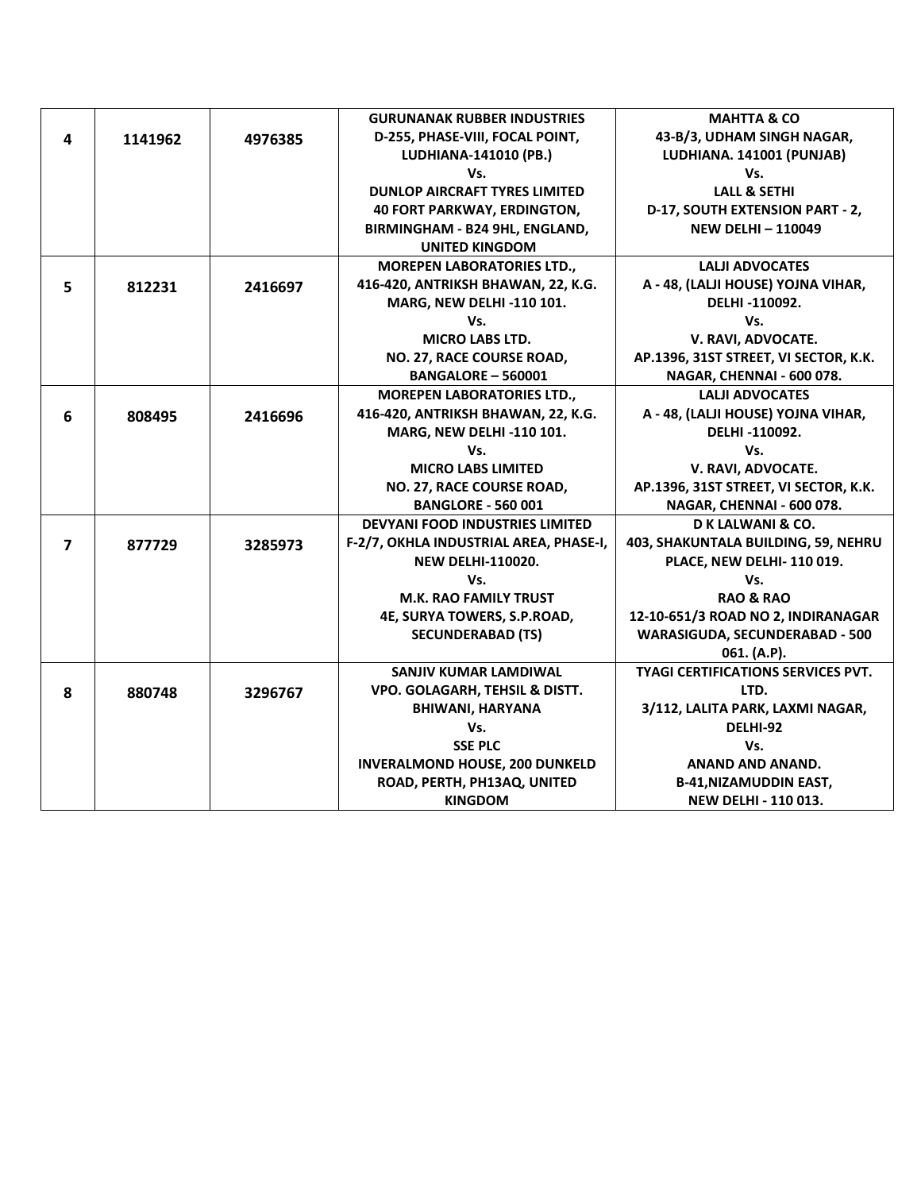| | | | | |
|---|---|---|---|---|
| **4** | **1141962** | **4976385** | **GURUNANAK RUBBER INDUSTRIES D-255, PHASE-VIII, FOCAL POINT, LUDHIANA-141010 (PB.) Vs. DUNLOP AIRCRAFT TYRES LIMITED 40 FORT PARKWAY, ERDINGTON, BIRMINGHAM - B24 9HL, ENGLAND, UNITED KINGDOM** | **MAHTTA & CO 43-B/3, UDHAM SINGH NAGAR, LUDHIANA. 141001 (PUNJAB) Vs. LALL & SETHI D-17, SOUTH EXTENSION PART - 2, NEW DELHI – 110049** |
| **5** | **812231** | **2416697** | **MOREPEN LABORATORIES LTD., 416-420, ANTRIKSH BHAWAN, 22, K.G. MARG, NEW DELHI -110 101. Vs. MICRO LABS LTD. NO. 27, RACE COURSE ROAD, BANGALORE – 560001** | **LALJI ADVOCATES A - 48, (LALJI HOUSE) YOJNA VIHAR, DELHI -110092. Vs. V. RAVI, ADVOCATE. AP.1396, 31ST STREET, VI SECTOR, K.K. NAGAR, CHENNAI - 600 078.** |
| **6** | **808495** | **2416696** | **MOREPEN LABORATORIES LTD., 416-420, ANTRIKSH BHAWAN, 22, K.G. MARG, NEW DELHI -110 101. Vs. MICRO LABS LIMITED NO. 27, RACE COURSE ROAD, BANGLORE - 560 001** | **LALJI ADVOCATES A - 48, (LALJI HOUSE) YOJNA VIHAR, DELHI -110092. Vs. V. RAVI, ADVOCATE. AP.1396, 31ST STREET, VI SECTOR, K.K. NAGAR, CHENNAI - 600 078.** |
| **7** | **877729** | **3285973** | **DEVYANI FOOD INDUSTRIES LIMITED F-2/7, OKHLA INDUSTRIAL AREA, PHASE-I, NEW DELHI-110020. Vs. M.K. RAO FAMILY TRUST 4E, SURYA TOWERS, S.P.ROAD, SECUNDERABAD (TS)** | **D K LALWANI & CO. 403, SHAKUNTALA BUILDING, 59, NEHRU PLACE, NEW DELHI- 110 019. Vs. RAO & RAO 12-10-651/3 ROAD NO 2, INDIRANAGAR WARASIGUDA, SECUNDERABAD - 500 061. (A.P).** |
| **8** | **880748** | **3296767** | **SANJIV KUMAR LAMDIWAL VPO. GOLAGARH, TEHSIL & DISTT. BHIWANI, HARYANA Vs. SSE PLC INVERALMOND HOUSE, 200 DUNKELD ROAD, PERTH, PH13AQ, UNITED KINGDOM** | **TYAGI CERTIFICATIONS SERVICES PVT. LTD. 3/112, LALITA PARK, LAXMI NAGAR, DELHI-92 Vs. ANAND AND ANAND. B-41,NIZAMUDDIN EAST, NEW DELHI - 110 013.** |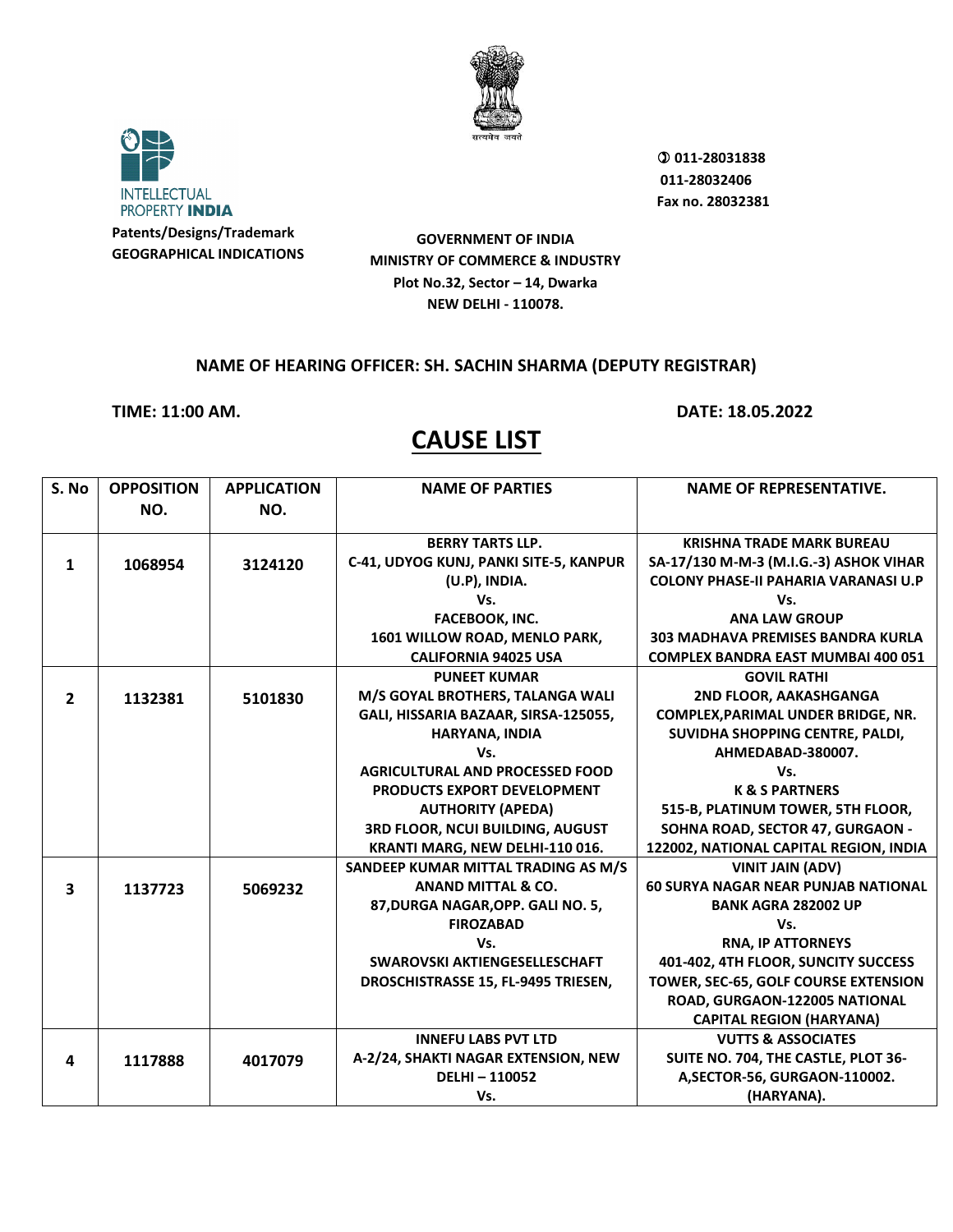Patents/Designs/Trademark
GEOGRAPHICAL INDICATIONS

GOVERNMENT OF INDIA
MINISTRY OF COMMERCE & INDUSTRY
Plot No.32, Sector – 14, Dwarka
NEW DELHI - 110078.

011-28031838
011-28032406
Fax no. 28032381

**NAME OF HEARING OFFICER: SH. SACHIN SHARMA (DEPUTY REGISTRAR)**

**TIME: 11:00 AM.** **DATE: 18.05.2022**

# CAUSE LIST

| S. No | OPPOSITION NO. | APPLICATION NO. | NAME OF PARTIES | NAME OF REPRESENTATIVE. |
|---|---|---|---|---|
| 1 | 1068954 | 3124120 | BERRY TARTS LLP. C-41, UDYOG KUNJ, PANKI SITE-5, KANPUR (U.P), INDIA. Vs. FACEBOOK, INC. 1601 WILLOW ROAD, MENLO PARK, CALIFORNIA 94025 USA | KRISHNA TRADE MARK BUREAU SA-17/130 M-M-3 (M.I.G.-3) ASHOK VIHAR COLONY PHASE-II PAHARIA VARANASI U.P Vs. ANA LAW GROUP 303 MADHAVA PREMISES BANDRA KURLA COMPLEX BANDRA EAST MUMBAI 400 051 |
| 2 | 1132381 | 5101830 | PUNEET KUMAR M/S GOYAL BROTHERS, TALANGA WALI GALI, HISSARIA BAZAAR, SIRSA-125055, HARYANA, INDIA Vs. AGRICULTURAL AND PROCESSED FOOD PRODUCTS EXPORT DEVELOPMENT AUTHORITY (APEDA) 3RD FLOOR, NCUI BUILDING, AUGUST KRANTI MARG, NEW DELHI-110 016. | GOVIL RATHI 2ND FLOOR, AAKASHGANGA COMPLEX,PARIMAL UNDER BRIDGE, NR. SUVIDHA SHOPPING CENTRE, PALDI, AHMEDABAD-380007. Vs. K & S PARTNERS 515-B, PLATINUM TOWER, 5TH FLOOR, SOHNA ROAD, SECTOR 47, GURGAON - 122002, NATIONAL CAPITAL REGION, INDIA |
| 3 | 1137723 | 5069232 | SANDEEP KUMAR MITTAL TRADING AS M/S ANAND MITTAL & CO. 87,DURGA NAGAR,OPP. GALI NO. 5, FIROZABAD Vs. SWAROVSKI AKTIENGESELLESCHAFT DROSCHISTRASSE 15, FL-9495 TRIESEN, | VINIT JAIN (ADV) 60 SURYA NAGAR NEAR PUNJAB NATIONAL BANK AGRA 282002 UP Vs. RNA, IP ATTORNEYS 401-402, 4TH FLOOR, SUNCITY SUCCESS TOWER, SEC-65, GOLF COURSE EXTENSION ROAD, GURGAON-122005 NATIONAL CAPITAL REGION (HARYANA) |
| 4 | 1117888 | 4017079 | INNEFU LABS PVT LTD A-2/24, SHAKTI NAGAR EXTENSION, NEW DELHI – 110052 Vs. | VUTTS & ASSOCIATES SUITE NO. 704, THE CASTLE, PLOT 36-A,SECTOR-56, GURGAON-110002. (HARYANA). |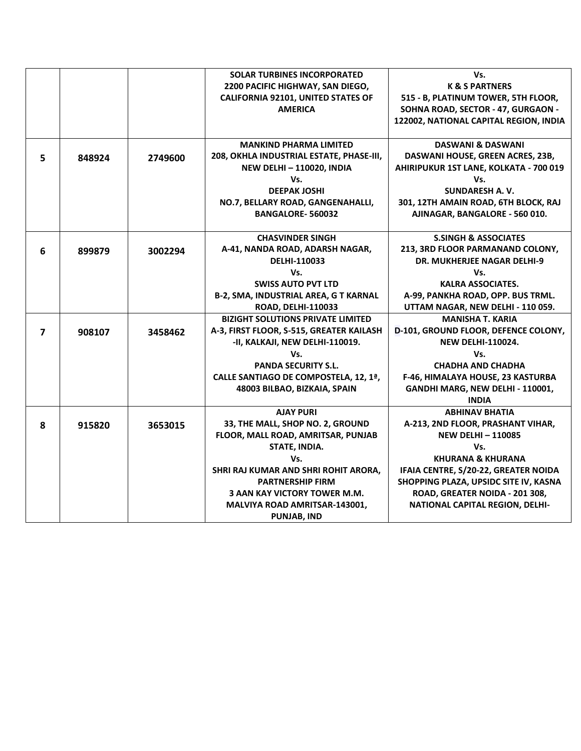|  |  |  |  |  |
|---|---|---|---|---|
|  |  |  | **SOLAR TURBINES INCORPORATED**<br>**2200 PACIFIC HIGHWAY, SAN DIEGO, CALIFORNIA 92101, UNITED STATES OF AMERICA** | **Vs.**<br>**K & S PARTNERS**<br>**515 - B, PLATINUM TOWER, 5TH FLOOR, SOHNA ROAD, SECTOR - 47, GURGAON - 122002, NATIONAL CAPITAL REGION, INDIA** |
| **5** | **848924** | **2749600** | **MANKIND PHARMA LIMITED**<br>**208, OKHLA INDUSTRIAL ESTATE, PHASE-III, NEW DELHI – 110020, INDIA**<br>**Vs.**<br>**DEEPAK JOSHI**<br>**NO.7, BELLARY ROAD, GANGENAHALLI, BANGALORE- 560032** | **DASWANI & DASWANI**<br>**DASWANI HOUSE, GREEN ACRES, 23B, AHIRIPUKUR 1ST LANE, KOLKATA - 700 019**<br>**Vs.**<br>**SUNDARESH A. V.**<br>**301, 12TH AMAIN ROAD, 6TH BLOCK, RAJ AJINAGAR, BANGALORE - 560 010.** |
| **6** | **899879** | **3002294** | **CHASVINDER SINGH**<br>**A-41, NANDA ROAD, ADARSH NAGAR, DELHI-110033**<br>**Vs.**<br>**SWISS AUTO PVT LTD**<br>**B-2, SMA, INDUSTRIAL AREA, G T KARNAL ROAD, DELHI-110033** | **S.SINGH & ASSOCIATES**<br>**213, 3RD FLOOR PARMANAND COLONY, DR. MUKHERJEE NAGAR DELHI-9**<br>**Vs.**<br>**KALRA ASSOCIATES.**<br>**A-99, PANKHA ROAD, OPP. BUS TRML. UTTAM NAGAR, NEW DELHI - 110 059.** |
| **7** | **908107** | **3458462** | **BIZIGHT SOLUTIONS PRIVATE LIMITED**<br>**A-3, FIRST FLOOR, S-515, GREATER KAILASH -II, KALKAJI, NEW DELHI-110019.**<br>**Vs.**<br>**PANDA SECURITY S.L.**<br>**CALLE SANTIAGO DE COMPOSTELA, 12, 1ª, 48003 BILBAO, BIZKAIA, SPAIN** | **MANISHA T. KARIA**<br>**D-101, GROUND FLOOR, DEFENCE COLONY, NEW DELHI-110024.**<br>**Vs.**<br>**CHADHA AND CHADHA**<br>**F-46, HIMALAYA HOUSE, 23 KASTURBA GANDHI MARG, NEW DELHI - 110001, INDIA** |
| **8** | **915820** | **3653015** | **AJAY PURI**<br>**33, THE MALL, SHOP NO. 2, GROUND FLOOR, MALL ROAD, AMRITSAR, PUNJAB STATE, INDIA.**<br>**Vs.**<br>**SHRI RAJ KUMAR AND SHRI ROHIT ARORA, PARTNERSHIP FIRM**<br>**3 AAN KAY VICTORY TOWER M.M. MALVIYA ROAD AMRITSAR-143001, PUNJAB, IND** | **ABHINAV BHATIA**<br>**A-213, 2ND FLOOR, PRASHANT VIHAR, NEW DELHI – 110085**<br>**Vs.**<br>**KHURANA & KHURANA**<br>**IFAIA CENTRE, S/20-22, GREATER NOIDA SHOPPING PLAZA, UPSIDC SITE IV, KASNA ROAD, GREATER NOIDA - 201 308, NATIONAL CAPITAL REGION, DELHI-** |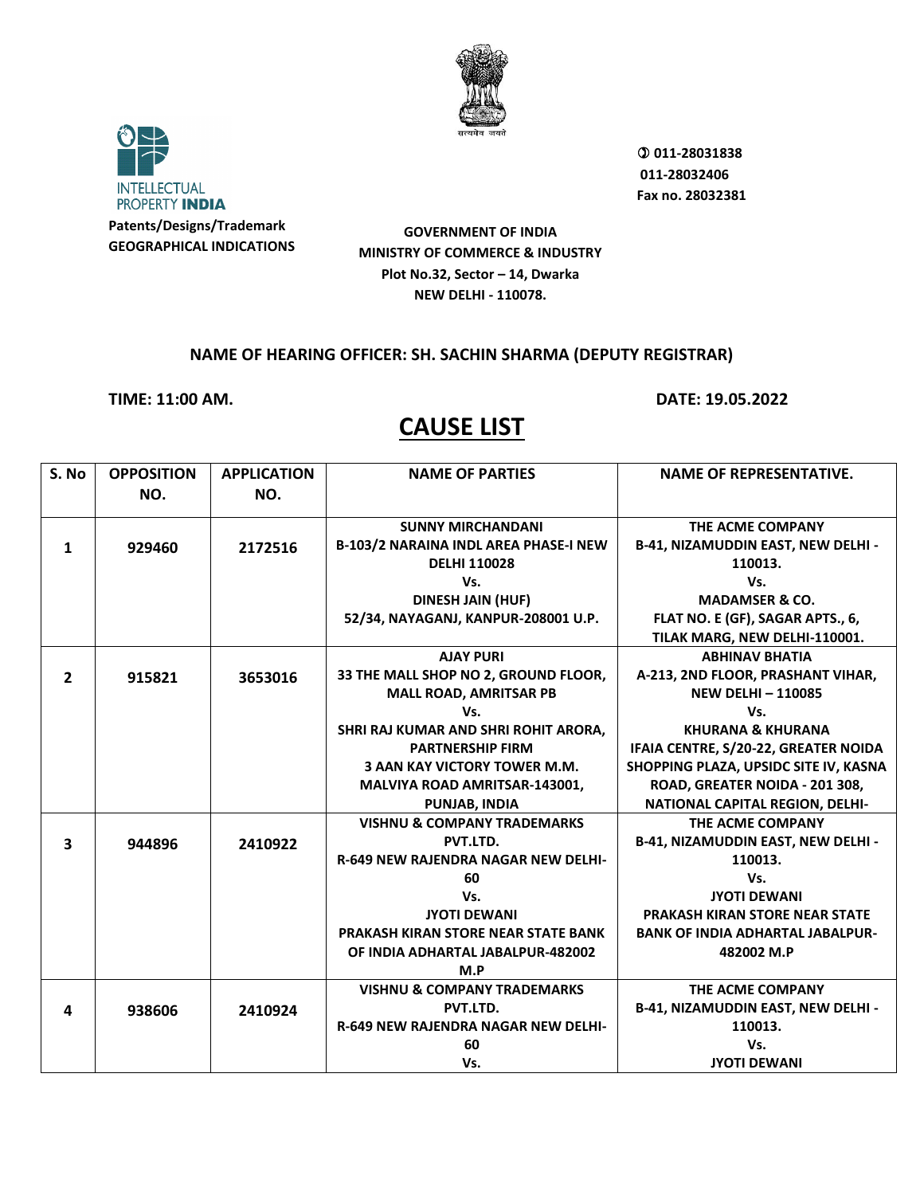Patents/Designs/Trademark
GEOGRAPHICAL INDICATIONS

011-28031838
011-28032406
Fax no. 28032381

**GOVERNMENT OF INDIA**
**MINISTRY OF COMMERCE & INDUSTRY**
**Plot No.32, Sector – 14, Dwarka**
**NEW DELHI - 110078.**

**NAME OF HEARING OFFICER: SH. SACHIN SHARMA (DEPUTY REGISTRAR)**

**TIME: 11:00 AM.** **DATE: 19.05.2022**

# CAUSE LIST

| S. No | OPPOSITION NO. | APPLICATION NO. | NAME OF PARTIES | NAME OF REPRESENTATIVE. |
|---|---|---|---|---|
| 1 | 929460 | 2172516 | SUNNY MIRCHANDANI<br>B-103/2 NARAINA INDL AREA PHASE-I NEW DELHI 110028<br>Vs.<br>DINESH JAIN (HUF)<br>52/34, NAYAGANJ, KANPUR-208001 U.P. | THE ACME COMPANY<br>B-41, NIZAMUDDIN EAST, NEW DELHI - 110013.<br>Vs.<br>MADAMSER & CO.<br>FLAT NO. E (GF), SAGAR APTS., 6, TILAK MARG, NEW DELHI-110001. |
| 2 | 915821 | 3653016 | AJAY PURI<br>33 THE MALL SHOP NO 2, GROUND FLOOR, MALL ROAD, AMRITSAR PB<br>Vs.<br>SHRI RAJ KUMAR AND SHRI ROHIT ARORA, PARTNERSHIP FIRM<br>3 AAN KAY VICTORY TOWER M.M. MALVIYA ROAD AMRITSAR-143001, PUNJAB, INDIA | ABHINAV BHATIA<br>A-213, 2ND FLOOR, PRASHANT VIHAR, NEW DELHI – 110085<br>Vs.<br>KHURANA & KHURANA<br>IFAIA CENTRE, S/20-22, GREATER NOIDA SHOPPING PLAZA, UPSIDC SITE IV, KASNA ROAD, GREATER NOIDA - 201 308, NATIONAL CAPITAL REGION, DELHI- |
| 3 | 944896 | 2410922 | VISHNU & COMPANY TRADEMARKS PVT.LTD.<br>R-649 NEW RAJENDRA NAGAR NEW DELHI-60<br>Vs.<br>JYOTI DEWANI<br>PRAKASH KIRAN STORE NEAR STATE BANK OF INDIA ADHARTAL JABALPUR-482002 M.P | THE ACME COMPANY<br>B-41, NIZAMUDDIN EAST, NEW DELHI - 110013.<br>Vs.<br>JYOTI DEWANI<br>PRAKASH KIRAN STORE NEAR STATE BANK OF INDIA ADHARTAL JABALPUR-482002 M.P |
| 4 | 938606 | 2410924 | VISHNU & COMPANY TRADEMARKS PVT.LTD.<br>R-649 NEW RAJENDRA NAGAR NEW DELHI-60<br>Vs. | THE ACME COMPANY<br>B-41, NIZAMUDDIN EAST, NEW DELHI - 110013.<br>Vs.<br>JYOTI DEWANI |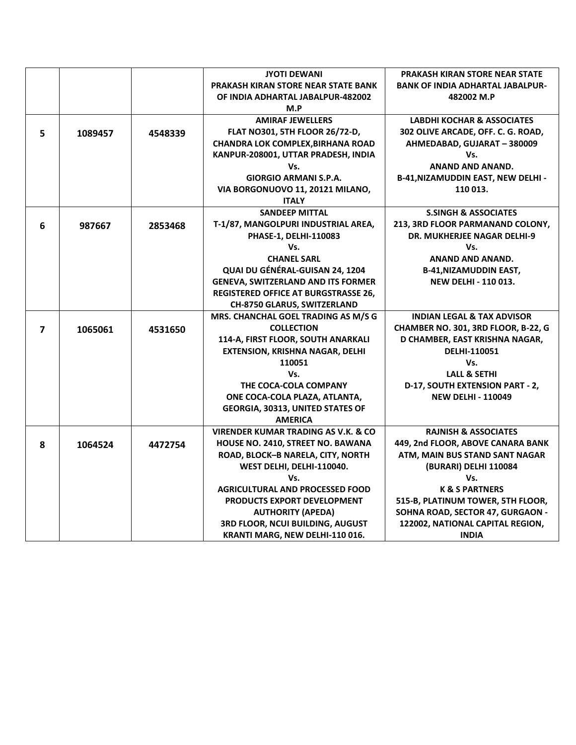| | | | | |
|---|---|---|---|---|
| | | | **JYOTI DEWANI**<br>**PRAKASH KIRAN STORE NEAR STATE BANK OF INDIA ADHARTAL JABALPUR-482002 M.P** | **PRAKASH KIRAN STORE NEAR STATE BANK OF INDIA ADHARTAL JABALPUR-482002 M.P** |
| **5** | **1089457** | **4548339** | **AMIRAF JEWELLERS**<br>**FLAT NO301, 5TH FLOOR 26/72-D, CHANDRA LOK COMPLEX,BIRHANA ROAD KANPUR-208001, UTTAR PRADESH, INDIA**<br>**Vs.**<br>**GIORGIO ARMANI S.P.A.**<br>**VIA BORGONUOVO 11, 20121 MILANO, ITALY** | **LABDHI KOCHAR & ASSOCIATES**<br>**302 OLIVE ARCADE, OFF. C. G. ROAD, AHMEDABAD, GUJARAT – 380009**<br>**Vs.**<br>**ANAND AND ANAND.**<br>**B-41,NIZAMUDDIN EAST, NEW DELHI - 110 013.** |
| **6** | **987667** | **2853468** | **SANDEEP MITTAL**<br>**T-1/87, MANGOLPURI INDUSTRIAL AREA, PHASE-1, DELHI-110083**<br>**Vs.**<br>**CHANEL SARL**<br>**QUAI DU GÉNÉRAL-GUISAN 24, 1204 GENEVA, SWITZERLAND AND ITS FORMER REGISTERED OFFICE AT BURGSTRASSE 26, CH-8750 GLARUS, SWITZERLAND** | **S.SINGH & ASSOCIATES**<br>**213, 3RD FLOOR PARMANAND COLONY, DR. MUKHERJEE NAGAR DELHI-9**<br>**Vs.**<br>**ANAND AND ANAND.**<br>**B-41,NIZAMUDDIN EAST, NEW DELHI - 110 013.** |
| **7** | **1065061** | **4531650** | **MRS. CHANCHAL GOEL TRADING AS M/S G COLLECTION**<br>**114-A, FIRST FLOOR, SOUTH ANARKALI EXTENSION, KRISHNA NAGAR, DELHI 110051**<br>**Vs.**<br>**THE COCA-COLA COMPANY**<br>**ONE COCA-COLA PLAZA, ATLANTA, GEORGIA, 30313, UNITED STATES OF AMERICA** | **INDIAN LEGAL & TAX ADVISOR**<br>**CHAMBER NO. 301, 3RD FLOOR, B-22, G D CHAMBER, EAST KRISHNA NAGAR, DELHI-110051**<br>**Vs.**<br>**LALL & SETHI**<br>**D-17, SOUTH EXTENSION PART - 2, NEW DELHI - 110049** |
| **8** | **1064524** | **4472754** | **VIRENDER KUMAR TRADING AS V.K. & CO**<br>**HOUSE NO. 2410, STREET NO. BAWANA ROAD, BLOCK–B NARELA, CITY, NORTH WEST DELHI, DELHI-110040.**<br>**Vs.**<br>**AGRICULTURAL AND PROCESSED FOOD PRODUCTS EXPORT DEVELOPMENT AUTHORITY (APEDA)**<br>**3RD FLOOR, NCUI BUILDING, AUGUST KRANTI MARG, NEW DELHI-110 016.** | **RAJNISH & ASSOCIATES**<br>**449, 2nd FLOOR, ABOVE CANARA BANK ATM, MAIN BUS STAND SANT NAGAR (BURARI) DELHI 110084**<br>**Vs.**<br>**K & S PARTNERS**<br>**515-B, PLATINUM TOWER, 5TH FLOOR, SOHNA ROAD, SECTOR 47, GURGAON - 122002, NATIONAL CAPITAL REGION, INDIA** |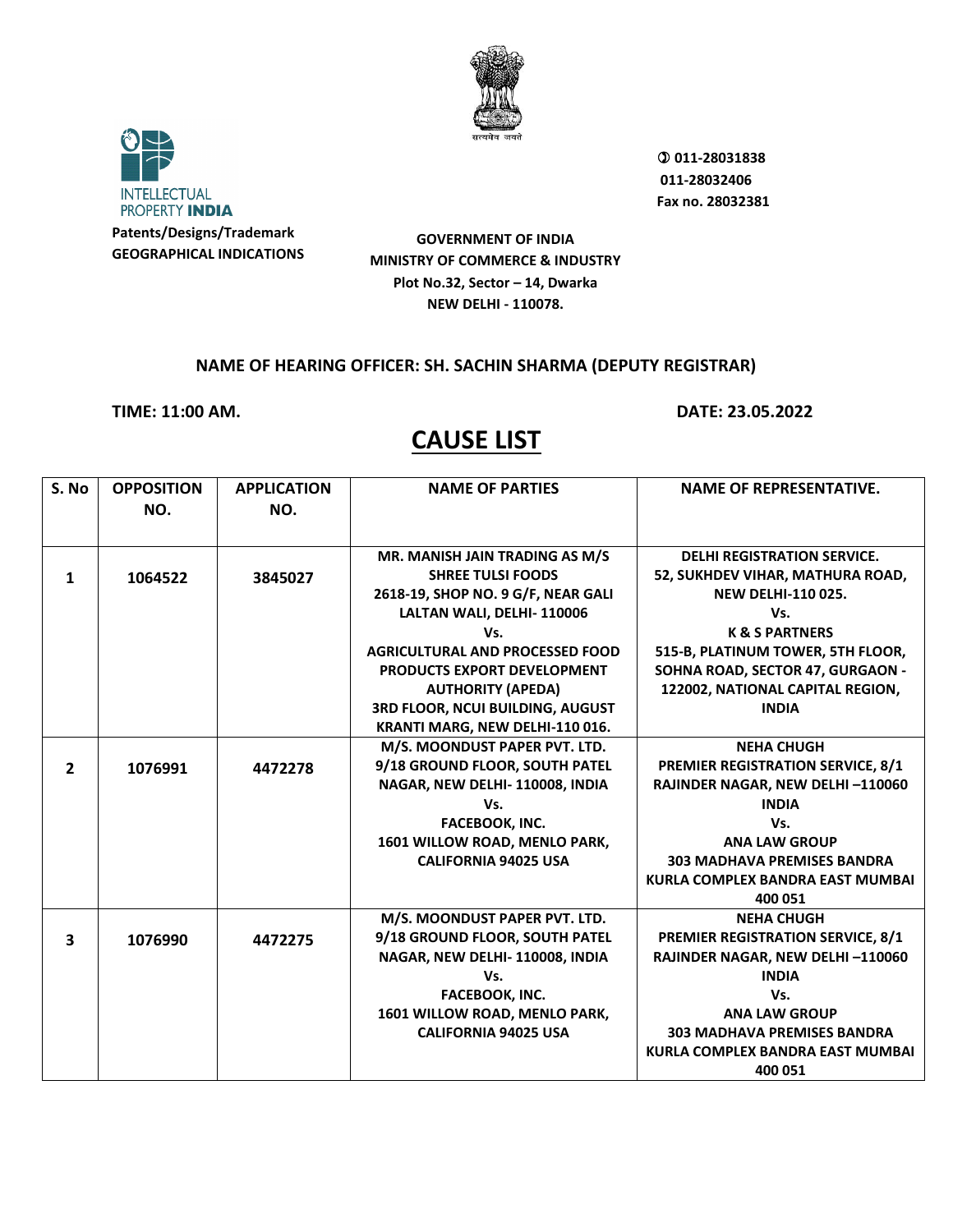INTELLECTUAL PROPERTY INDIA

**Patents/Designs/Trademark**
**GEOGRAPHICAL INDICATIONS**

**GOVERNMENT OF INDIA**
**MINISTRY OF COMMERCE & INDUSTRY**
**Plot No.32, Sector – 14, Dwarka**
**NEW DELHI - 110078.**

**✆ 011-28031838**
**011-28032406**
**Fax no. 28032381**

**NAME OF HEARING OFFICER: SH. SACHIN SHARMA (DEPUTY REGISTRAR)**

**TIME: 11:00 AM.** **DATE: 23.05.2022**

# CAUSE LIST

| S. No | OPPOSITION NO. | APPLICATION NO. | NAME OF PARTIES | NAME OF REPRESENTATIVE. |
|---|---|---|---|---|
| 1 | 1064522 | 3845027 | MR. MANISH JAIN TRADING AS M/S SHREE TULSI FOODS 2618-19, SHOP NO. 9 G/F, NEAR GALI LALTAN WALI, DELHI- 110006 Vs. AGRICULTURAL AND PROCESSED FOOD PRODUCTS EXPORT DEVELOPMENT AUTHORITY (APEDA) 3RD FLOOR, NCUI BUILDING, AUGUST KRANTI MARG, NEW DELHI-110 016. | DELHI REGISTRATION SERVICE. 52, SUKHDEV VIHAR, MATHURA ROAD, NEW DELHI-110 025. Vs. K & S PARTNERS 515-B, PLATINUM TOWER, 5TH FLOOR, SOHNA ROAD, SECTOR 47, GURGAON - 122002, NATIONAL CAPITAL REGION, INDIA |
| 2 | 1076991 | 4472278 | M/S. MOONDUST PAPER PVT. LTD. 9/18 GROUND FLOOR, SOUTH PATEL NAGAR, NEW DELHI- 110008, INDIA Vs. FACEBOOK, INC. 1601 WILLOW ROAD, MENLO PARK, CALIFORNIA 94025 USA | NEHA CHUGH PREMIER REGISTRATION SERVICE, 8/1 RAJINDER NAGAR, NEW DELHI –110060 INDIA Vs. ANA LAW GROUP 303 MADHAVA PREMISES BANDRA KURLA COMPLEX BANDRA EAST MUMBAI 400 051 |
| 3 | 1076990 | 4472275 | M/S. MOONDUST PAPER PVT. LTD. 9/18 GROUND FLOOR, SOUTH PATEL NAGAR, NEW DELHI- 110008, INDIA Vs. FACEBOOK, INC. 1601 WILLOW ROAD, MENLO PARK, CALIFORNIA 94025 USA | NEHA CHUGH PREMIER REGISTRATION SERVICE, 8/1 RAJINDER NAGAR, NEW DELHI –110060 INDIA Vs. ANA LAW GROUP 303 MADHAVA PREMISES BANDRA KURLA COMPLEX BANDRA EAST MUMBAI 400 051 |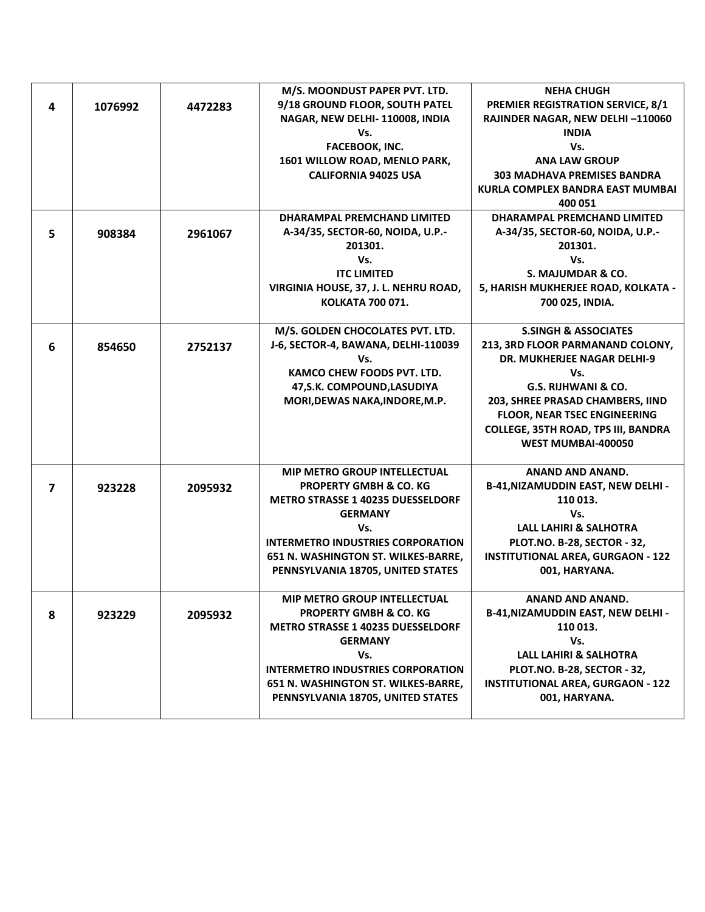| | | | | |
|---|---|---|---|---|
| **4** | **1076992** | **4472283** | **M/S. MOONDUST PAPER PVT. LTD.**<br>**9/18 GROUND FLOOR, SOUTH PATEL NAGAR, NEW DELHI- 110008, INDIA**<br>**Vs.**<br>**FACEBOOK, INC.**<br>**1601 WILLOW ROAD, MENLO PARK, CALIFORNIA 94025 USA** | **NEHA CHUGH**<br>**PREMIER REGISTRATION SERVICE, 8/1 RAJINDER NAGAR, NEW DELHI –110060 INDIA**<br>**Vs.**<br>**ANA LAW GROUP**<br>**303 MADHAVA PREMISES BANDRA KURLA COMPLEX BANDRA EAST MUMBAI 400 051** |
| **5** | **908384** | **2961067** | **DHARAMPAL PREMCHAND LIMITED**<br>**A-34/35, SECTOR-60, NOIDA, U.P.-201301.**<br>**Vs.**<br>**ITC LIMITED**<br>**VIRGINIA HOUSE, 37, J. L. NEHRU ROAD, KOLKATA 700 071.** | **DHARAMPAL PREMCHAND LIMITED**<br>**A-34/35, SECTOR-60, NOIDA, U.P.-201301.**<br>**Vs.**<br>**S. MAJUMDAR & CO.**<br>**5, HARISH MUKHERJEE ROAD, KOLKATA - 700 025, INDIA.** |
| **6** | **854650** | **2752137** | **M/S. GOLDEN CHOCOLATES PVT. LTD.**<br>**J-6, SECTOR-4, BAWANA, DELHI-110039**<br>**Vs.**<br>**KAMCO CHEW FOODS PVT. LTD.**<br>**47,S.K. COMPOUND,LASUDIYA MORI,DEWAS NAKA,INDORE,M.P.** | **S.SINGH & ASSOCIATES**<br>**213, 3RD FLOOR PARMANAND COLONY, DR. MUKHERJEE NAGAR DELHI-9**<br>**Vs.**<br>**G.S. RIJHWANI & CO.**<br>**203, SHREE PRASAD CHAMBERS, IIND FLOOR, NEAR TSEC ENGINEERING COLLEGE, 35TH ROAD, TPS III, BANDRA WEST MUMBAI-400050** |
| **7** | **923228** | **2095932** | **MIP METRO GROUP INTELLECTUAL PROPERTY GMBH & CO. KG**<br>**METRO STRASSE 1 40235 DUESSELDORF GERMANY**<br>**Vs.**<br>**INTERMETRO INDUSTRIES CORPORATION**<br>**651 N. WASHINGTON ST. WILKES-BARRE, PENNSYLVANIA 18705, UNITED STATES** | **ANAND AND ANAND.**<br>**B-41,NIZAMUDDIN EAST, NEW DELHI - 110 013.**<br>**Vs.**<br>**LALL LAHIRI & SALHOTRA**<br>**PLOT.NO. B-28, SECTOR - 32, INSTITUTIONAL AREA, GURGAON - 122 001, HARYANA.** |
| **8** | **923229** | **2095932** | **MIP METRO GROUP INTELLECTUAL PROPERTY GMBH & CO. KG**<br>**METRO STRASSE 1 40235 DUESSELDORF GERMANY**<br>**Vs.**<br>**INTERMETRO INDUSTRIES CORPORATION**<br>**651 N. WASHINGTON ST. WILKES-BARRE, PENNSYLVANIA 18705, UNITED STATES** | **ANAND AND ANAND.**<br>**B-41,NIZAMUDDIN EAST, NEW DELHI - 110 013.**<br>**Vs.**<br>**LALL LAHIRI & SALHOTRA**<br>**PLOT.NO. B-28, SECTOR - 32, INSTITUTIONAL AREA, GURGAON - 122 001, HARYANA.** |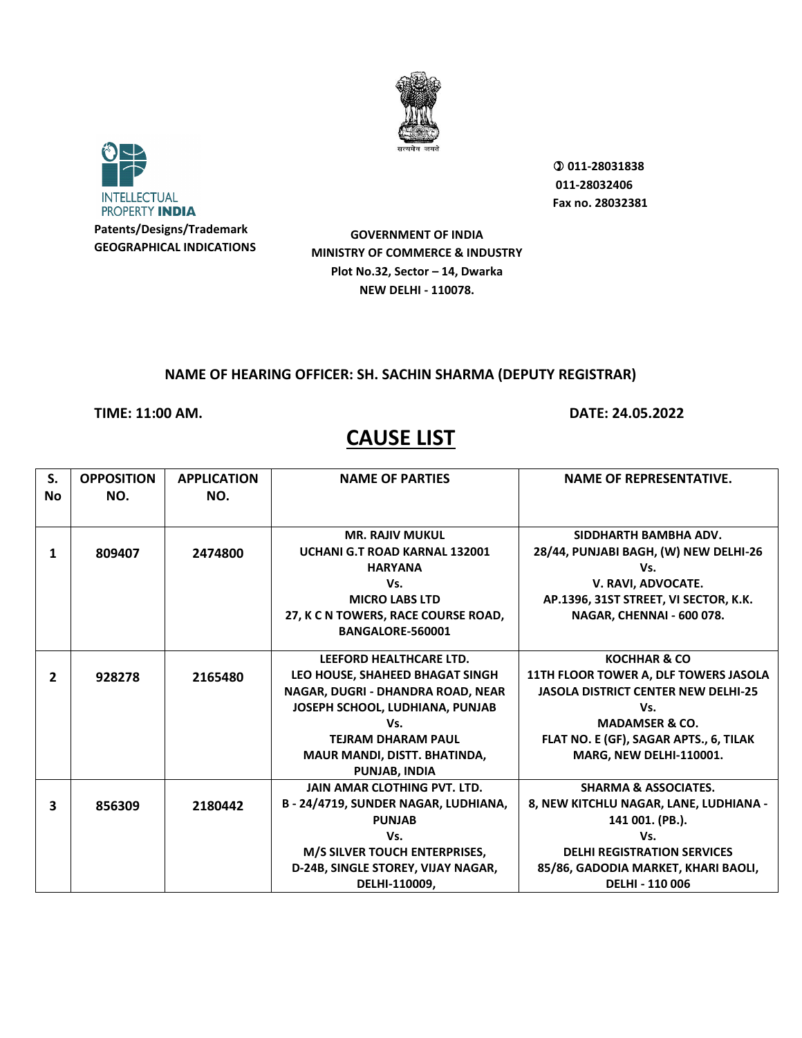INTELLECTUAL PROPERTY INDIA

Patents/Designs/Trademark
GEOGRAPHICAL INDICATIONS

011-28031838
011-28032406
Fax no. 28032381

**GOVERNMENT OF INDIA**
**MINISTRY OF COMMERCE & INDUSTRY**
**Plot No.32, Sector – 14, Dwarka**
**NEW DELHI - 110078.**

**NAME OF HEARING OFFICER: SH. SACHIN SHARMA (DEPUTY REGISTRAR)**

**TIME: 11:00 AM.** **DATE: 24.05.2022**

# CAUSE LIST

| S. No | OPPOSITION NO. | APPLICATION NO. | NAME OF PARTIES | NAME OF REPRESENTATIVE. |
|---|---|---|---|---|
| 1 | 809407 | 2474800 | MR. RAJIV MUKUL<br>UCHANI G.T ROAD KARNAL 132001 HARYANA<br>Vs.<br>MICRO LABS LTD<br>27, K C N TOWERS, RACE COURSE ROAD, BANGALORE-560001 | SIDDHARTH BAMBHA ADV.<br>28/44, PUNJABI BAGH, (W) NEW DELHI-26<br>Vs.<br>V. RAVI, ADVOCATE.<br>AP.1396, 31ST STREET, VI SECTOR, K.K. NAGAR, CHENNAI - 600 078. |
| 2 | 928278 | 2165480 | LEEFORD HEALTHCARE LTD.<br>LEO HOUSE, SHAHEED BHAGAT SINGH NAGAR, DUGRI - DHANDRA ROAD, NEAR JOSEPH SCHOOL, LUDHIANA, PUNJAB<br>Vs.<br>TEJRAM DHARAM PAUL<br>MAUR MANDI, DISTT. BHATINDA, PUNJAB, INDIA | KOCHHAR & CO<br>11TH FLOOR TOWER A, DLF TOWERS JASOLA JASOLA DISTRICT CENTER NEW DELHI-25<br>Vs.<br>MADAMSER & CO.<br>FLAT NO. E (GF), SAGAR APTS., 6, TILAK MARG, NEW DELHI-110001. |
| 3 | 856309 | 2180442 | JAIN AMAR CLOTHING PVT. LTD.<br>B - 24/4719, SUNDER NAGAR, LUDHIANA, PUNJAB<br>Vs.<br>M/S SILVER TOUCH ENTERPRISES,<br>D-24B, SINGLE STOREY, VIJAY NAGAR, DELHI-110009, | SHARMA & ASSOCIATES.<br>8, NEW KITCHLU NAGAR, LANE, LUDHIANA - 141 001. (PB.).<br>Vs.<br>DELHI REGISTRATION SERVICES<br>85/86, GADODIA MARKET, KHARI BAOLI, DELHI - 110 006 |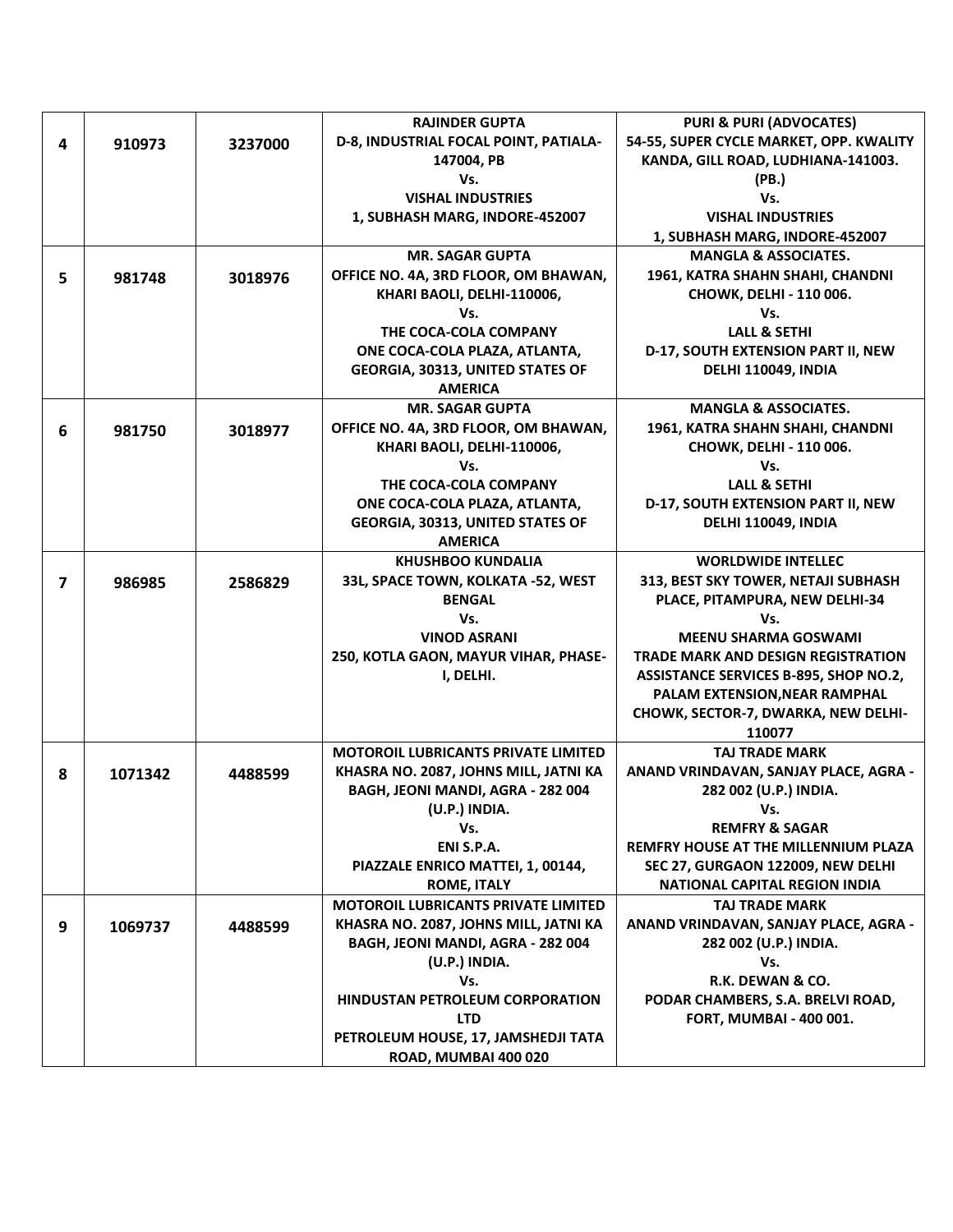| | | | | |
|---|---|---|---|---|
| **4** | **910973** | **3237000** | **RAJINDER GUPTA**<br>**D-8, INDUSTRIAL FOCAL POINT, PATIALA-147004, PB**<br>**Vs.**<br>**VISHAL INDUSTRIES**<br>**1, SUBHASH MARG, INDORE-452007** | **PURI & PURI (ADVOCATES)**<br>**54-55, SUPER CYCLE MARKET, OPP. KWALITY KANDA, GILL ROAD, LUDHIANA-141003. (PB.)**<br>**Vs.**<br>**VISHAL INDUSTRIES**<br>**1, SUBHASH MARG, INDORE-452007** |
| **5** | **981748** | **3018976** | **MR. SAGAR GUPTA**<br>**OFFICE NO. 4A, 3RD FLOOR, OM BHAWAN, KHARI BAOLI, DELHI-110006,**<br>**Vs.**<br>**THE COCA-COLA COMPANY**<br>**ONE COCA-COLA PLAZA, ATLANTA, GEORGIA, 30313, UNITED STATES OF AMERICA** | **MANGLA & ASSOCIATES.**<br>**1961, KATRA SHAHN SHAHI, CHANDNI CHOWK, DELHI - 110 006.**<br>**Vs.**<br>**LALL & SETHI**<br>**D-17, SOUTH EXTENSION PART II, NEW DELHI 110049, INDIA** |
| **6** | **981750** | **3018977** | **MR. SAGAR GUPTA**<br>**OFFICE NO. 4A, 3RD FLOOR, OM BHAWAN, KHARI BAOLI, DELHI-110006,**<br>**Vs.**<br>**THE COCA-COLA COMPANY**<br>**ONE COCA-COLA PLAZA, ATLANTA, GEORGIA, 30313, UNITED STATES OF AMERICA** | **MANGLA & ASSOCIATES.**<br>**1961, KATRA SHAHN SHAHI, CHANDNI CHOWK, DELHI - 110 006.**<br>**Vs.**<br>**LALL & SETHI**<br>**D-17, SOUTH EXTENSION PART II, NEW DELHI 110049, INDIA** |
| **7** | **986985** | **2586829** | **KHUSHBOO KUNDALIA**<br>**33L, SPACE TOWN, KOLKATA -52, WEST BENGAL**<br>**Vs.**<br>**VINOD ASRANI**<br>**250, KOTLA GAON, MAYUR VIHAR, PHASE-I, DELHI.** | **WORLDWIDE INTELLEC**<br>**313, BEST SKY TOWER, NETAJI SUBHASH PLACE, PITAMPURA, NEW DELHI-34**<br>**Vs.**<br>**MEENU SHARMA GOSWAMI**<br>**TRADE MARK AND DESIGN REGISTRATION ASSISTANCE SERVICES B-895, SHOP NO.2, PALAM EXTENSION,NEAR RAMPHAL CHOWK, SECTOR-7, DWARKA, NEW DELHI-110077** |
| **8** | **1071342** | **4488599** | **MOTOROIL LUBRICANTS PRIVATE LIMITED**<br>**KHASRA NO. 2087, JOHNS MILL, JATNI KA BAGH, JEONI MANDI, AGRA - 282 004 (U.P.) INDIA.**<br>**Vs.**<br>**ENI S.P.A.**<br>**PIAZZALE ENRICO MATTEI, 1, 00144, ROME, ITALY** | **TAJ TRADE MARK**<br>**ANAND VRINDAVAN, SANJAY PLACE, AGRA - 282 002 (U.P.) INDIA.**<br>**Vs.**<br>**REMFRY & SAGAR**<br>**REMFRY HOUSE AT THE MILLENNIUM PLAZA SEC 27, GURGAON 122009, NEW DELHI NATIONAL CAPITAL REGION INDIA** |
| **9** | **1069737** | **4488599** | **MOTOROIL LUBRICANTS PRIVATE LIMITED**<br>**KHASRA NO. 2087, JOHNS MILL, JATNI KA BAGH, JEONI MANDI, AGRA - 282 004 (U.P.) INDIA.**<br>**Vs.**<br>**HINDUSTAN PETROLEUM CORPORATION LTD**<br>**PETROLEUM HOUSE, 17, JAMSHEDJI TATA ROAD, MUMBAI 400 020** | **TAJ TRADE MARK**<br>**ANAND VRINDAVAN, SANJAY PLACE, AGRA - 282 002 (U.P.) INDIA.**<br>**Vs.**<br>**R.K. DEWAN & CO.**<br>**PODAR CHAMBERS, S.A. BRELVI ROAD, FORT, MUMBAI - 400 001.** |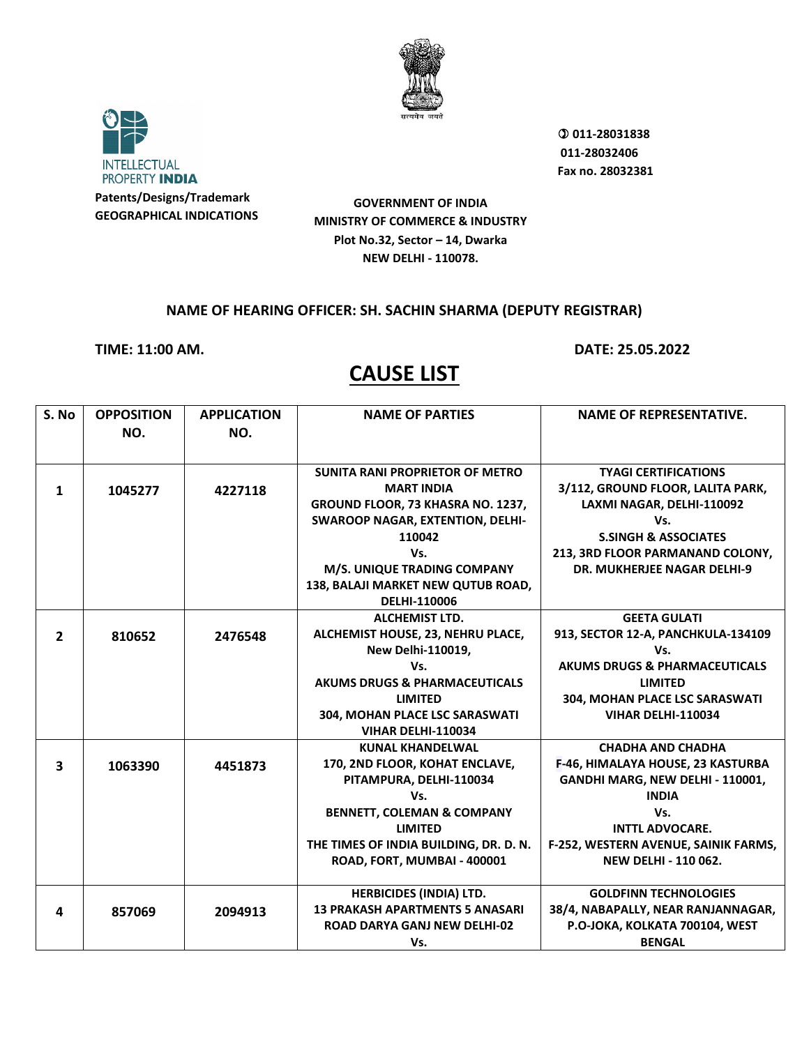Patents/Designs/Trademark
GEOGRAPHICAL INDICATIONS

☎ 011-28031838
011-28032406
Fax no. 28032381

**GOVERNMENT OF INDIA**
**MINISTRY OF COMMERCE & INDUSTRY**
**Plot No.32, Sector – 14, Dwarka**
**NEW DELHI - 110078.**

**NAME OF HEARING OFFICER: SH. SACHIN SHARMA (DEPUTY REGISTRAR)**

**TIME: 11:00 AM.** **DATE: 25.05.2022**

# CAUSE LIST

| S. No | OPPOSITION NO. | APPLICATION NO. | NAME OF PARTIES | NAME OF REPRESENTATIVE. |
|---|---|---|---|---|
| 1 | 1045277 | 4227118 | SUNITA RANI PROPRIETOR OF METRO MART INDIA GROUND FLOOR, 73 KHASRA NO. 1237, SWAROOP NAGAR, EXTENTION, DELHI-110042 Vs. M/S. UNIQUE TRADING COMPANY 138, BALAJI MARKET NEW QUTUB ROAD, DELHI-110006 | TYAGI CERTIFICATIONS 3/112, GROUND FLOOR, LALITA PARK, LAXMI NAGAR, DELHI-110092 Vs. S.SINGH & ASSOCIATES 213, 3RD FLOOR PARMANAND COLONY, DR. MUKHERJEE NAGAR DELHI-9 |
| 2 | 810652 | 2476548 | ALCHEMIST LTD. ALCHEMIST HOUSE, 23, NEHRU PLACE, New Delhi-110019, Vs. AKUMS DRUGS & PHARMACEUTICALS LIMITED 304, MOHAN PLACE LSC SARASWATI VIHAR DELHI-110034 | GEETA GULATI 913, SECTOR 12-A, PANCHKULA-134109 Vs. AKUMS DRUGS & PHARMACEUTICALS LIMITED 304, MOHAN PLACE LSC SARASWATI VIHAR DELHI-110034 |
| 3 | 1063390 | 4451873 | KUNAL KHANDELWAL 170, 2ND FLOOR, KOHAT ENCLAVE, PITAMPURA, DELHI-110034 Vs. BENNETT, COLEMAN & COMPANY LIMITED THE TIMES OF INDIA BUILDING, DR. D. N. ROAD, FORT, MUMBAI - 400001 | CHADHA AND CHADHA F-46, HIMALAYA HOUSE, 23 KASTURBA GANDHI MARG, NEW DELHI - 110001, INDIA Vs. INTTL ADVOCARE. F-252, WESTERN AVENUE, SAINIK FARMS, NEW DELHI - 110 062. |
| 4 | 857069 | 2094913 | HERBICIDES (INDIA) LTD. 13 PRAKASH APARTMENTS 5 ANASARI ROAD DARYA GANJ NEW DELHI-02 Vs. | GOLDFINN TECHNOLOGIES 38/4, NABAPALLY, NEAR RANJANNAGAR, P.O-JOKA, KOLKATA 700104, WEST BENGAL |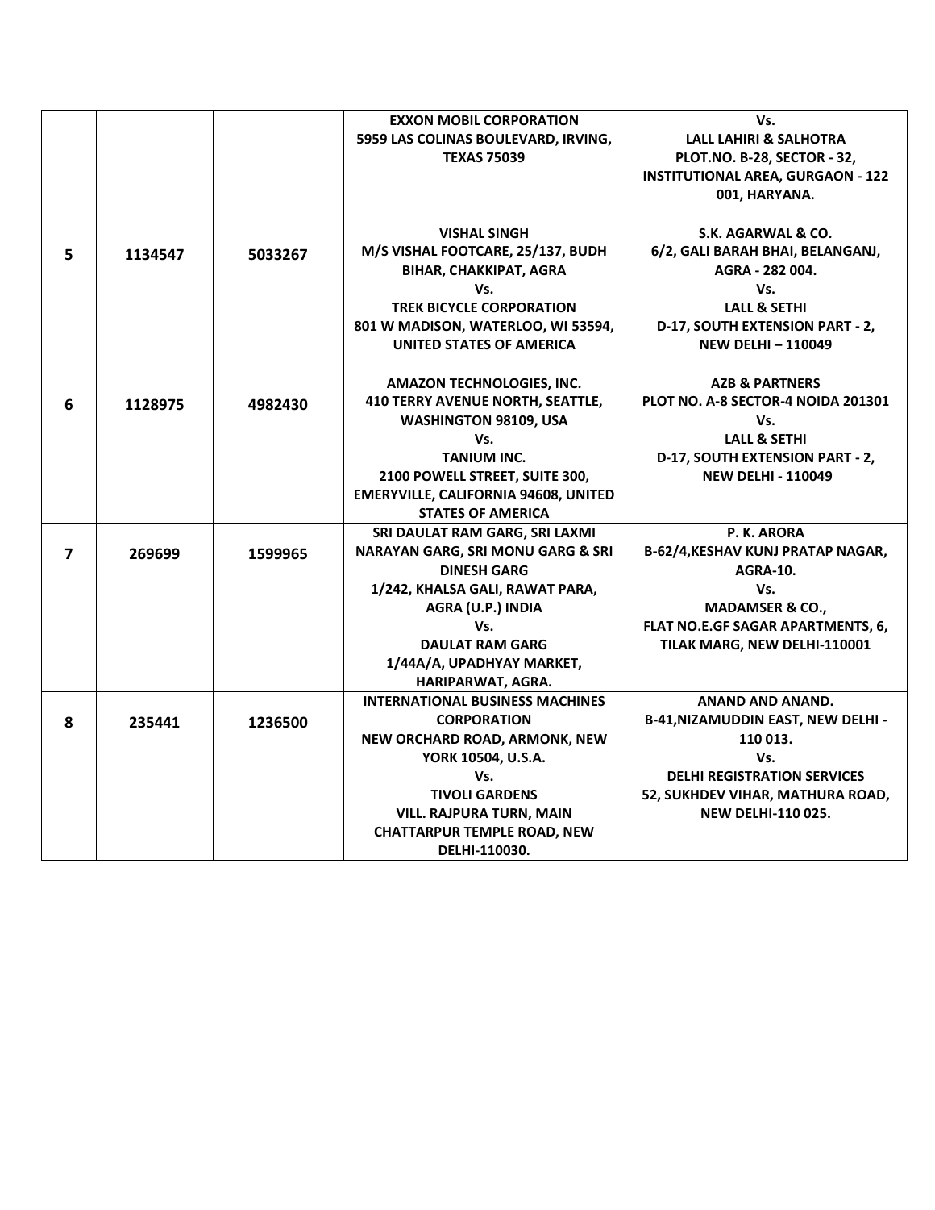|  |  |  |  |  |
| --- | --- | --- | --- | --- |
|  |  |  | **EXXON MOBIL CORPORATION<br>5959 LAS COLINAS BOULEVARD, IRVING, TEXAS 75039** | **Vs.<br>LALL LAHIRI & SALHOTRA<br>PLOT.NO. B-28, SECTOR - 32, INSTITUTIONAL AREA, GURGAON - 122 001, HARYANA.** |
| **5** | **1134547** | **5033267** | **VISHAL SINGH<br>M/S VISHAL FOOTCARE, 25/137, BUDH BIHAR, CHAKKIPAT, AGRA<br>Vs.<br>TREK BICYCLE CORPORATION<br>801 W MADISON, WATERLOO, WI 53594, UNITED STATES OF AMERICA** | **S.K. AGARWAL & CO.<br>6/2, GALI BARAH BHAI, BELANGANJ, AGRA - 282 004.<br>Vs.<br>LALL & SETHI<br>D-17, SOUTH EXTENSION PART - 2, NEW DELHI – 110049** |
| **6** | **1128975** | **4982430** | **AMAZON TECHNOLOGIES, INC.<br>410 TERRY AVENUE NORTH, SEATTLE, WASHINGTON 98109, USA<br>Vs.<br>TANIUM INC.<br>2100 POWELL STREET, SUITE 300, EMERYVILLE, CALIFORNIA 94608, UNITED STATES OF AMERICA** | **AZB & PARTNERS<br>PLOT NO. A-8 SECTOR-4 NOIDA 201301<br>Vs.<br>LALL & SETHI<br>D-17, SOUTH EXTENSION PART - 2, NEW DELHI - 110049** |
| **7** | **269699** | **1599965** | **SRI DAULAT RAM GARG, SRI LAXMI NARAYAN GARG, SRI MONU GARG & SRI DINESH GARG<br>1/242, KHALSA GALI, RAWAT PARA, AGRA (U.P.) INDIA<br>Vs.<br>DAULAT RAM GARG<br>1/44A/A, UPADHYAY MARKET, HARIPARWAT, AGRA.** | **P. K. ARORA<br>B-62/4,KESHAV KUNJ PRATAP NAGAR, AGRA-10.<br>Vs.<br>MADAMSER & CO.,<br>FLAT NO.E.GF SAGAR APARTMENTS, 6, TILAK MARG, NEW DELHI-110001** |
| **8** | **235441** | **1236500** | **INTERNATIONAL BUSINESS MACHINES CORPORATION<br>NEW ORCHARD ROAD, ARMONK, NEW YORK 10504, U.S.A.<br>Vs.<br>TIVOLI GARDENS<br>VILL. RAJPURA TURN, MAIN CHATTARPUR TEMPLE ROAD, NEW DELHI-110030.** | **ANAND AND ANAND.<br>B-41,NIZAMUDDIN EAST, NEW DELHI - 110 013.<br>Vs.<br>DELHI REGISTRATION SERVICES<br>52, SUKHDEV VIHAR, MATHURA ROAD, NEW DELHI-110 025.** |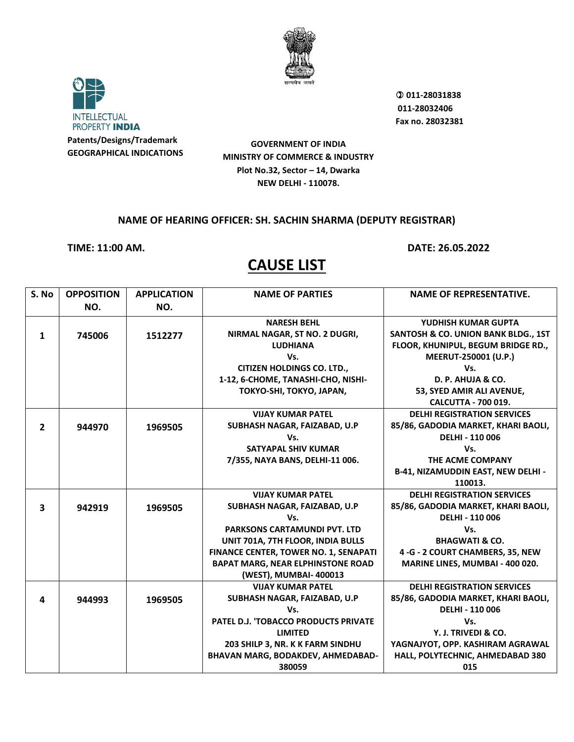INTELLECTUAL PROPERTY **INDIA**

**Patents/Designs/Trademark**
**GEOGRAPHICAL INDICATIONS**

सत्यमेव जयते

**✆ 011-28031838**
**011-28032406**
**Fax no. 28032381**

**GOVERNMENT OF INDIA**
**MINISTRY OF COMMERCE & INDUSTRY**
**Plot No.32, Sector – 14, Dwarka**
**NEW DELHI - 110078.**

**NAME OF HEARING OFFICER: SH. SACHIN SHARMA (DEPUTY REGISTRAR)**

**TIME: 11:00 AM.** **DATE: 26.05.2022**

# CAUSE LIST

| S. No | OPPOSITION NO. | APPLICATION NO. | NAME OF PARTIES | NAME OF REPRESENTATIVE. |
|---|---|---|---|---|
| 1 | 745006 | 1512277 | NARESH BEHL<br>NIRMAL NAGAR, ST NO. 2 DUGRI, LUDHIANA<br>Vs.<br>CITIZEN HOLDINGS CO. LTD.,<br>1-12, 6-CHOME, TANASHI-CHO, NISHI-TOKYO-SHI, TOKYO, JAPAN, | YUDHISH KUMAR GUPTA<br>SANTOSH & CO. UNION BANK BLDG., 1ST FLOOR, KHUNIPUL, BEGUM BRIDGE RD., MEERUT-250001 (U.P.)<br>Vs.<br>D. P. AHUJA & CO.<br>53, SYED AMIR ALI AVENUE, CALCUTTA - 700 019. |
| 2 | 944970 | 1969505 | VIJAY KUMAR PATEL<br>SUBHASH NAGAR, FAIZABAD, U.P<br>Vs.<br>SATYAPAL SHIV KUMAR<br>7/355, NAYA BANS, DELHI-11 006. | DELHI REGISTRATION SERVICES<br>85/86, GADODIA MARKET, KHARI BAOLI, DELHI - 110 006<br>Vs.<br>THE ACME COMPANY<br>B-41, NIZAMUDDIN EAST, NEW DELHI - 110013. |
| 3 | 942919 | 1969505 | VIJAY KUMAR PATEL<br>SUBHASH NAGAR, FAIZABAD, U.P<br>Vs.<br>PARKSONS CARTAMUNDI PVT. LTD<br>UNIT 701A, 7TH FLOOR, INDIA BULLS FINANCE CENTER, TOWER NO. 1, SENAPATI BAPAT MARG, NEAR ELPHINSTONE ROAD (WEST), MUMBAI- 400013 | DELHI REGISTRATION SERVICES<br>85/86, GADODIA MARKET, KHARI BAOLI, DELHI - 110 006<br>Vs.<br>BHAGWATI & CO.<br>4 -G - 2 COURT CHAMBERS, 35, NEW MARINE LINES, MUMBAI - 400 020. |
| 4 | 944993 | 1969505 | VIJAY KUMAR PATEL<br>SUBHASH NAGAR, FAIZABAD, U.P<br>Vs.<br>PATEL D.J. 'TOBACCO PRODUCTS PRIVATE LIMITED<br>203 SHILP 3, NR. K K FARM SINDHU BHAVAN MARG, BODAKDEV, AHMEDABAD-380059 | DELHI REGISTRATION SERVICES<br>85/86, GADODIA MARKET, KHARI BAOLI, DELHI - 110 006<br>Vs.<br>Y. J. TRIVEDI & CO.<br>YAGNAJYOT, OPP. KASHIRAM AGRAWAL HALL, POLYTECHNIC, AHMEDABAD 380 015 |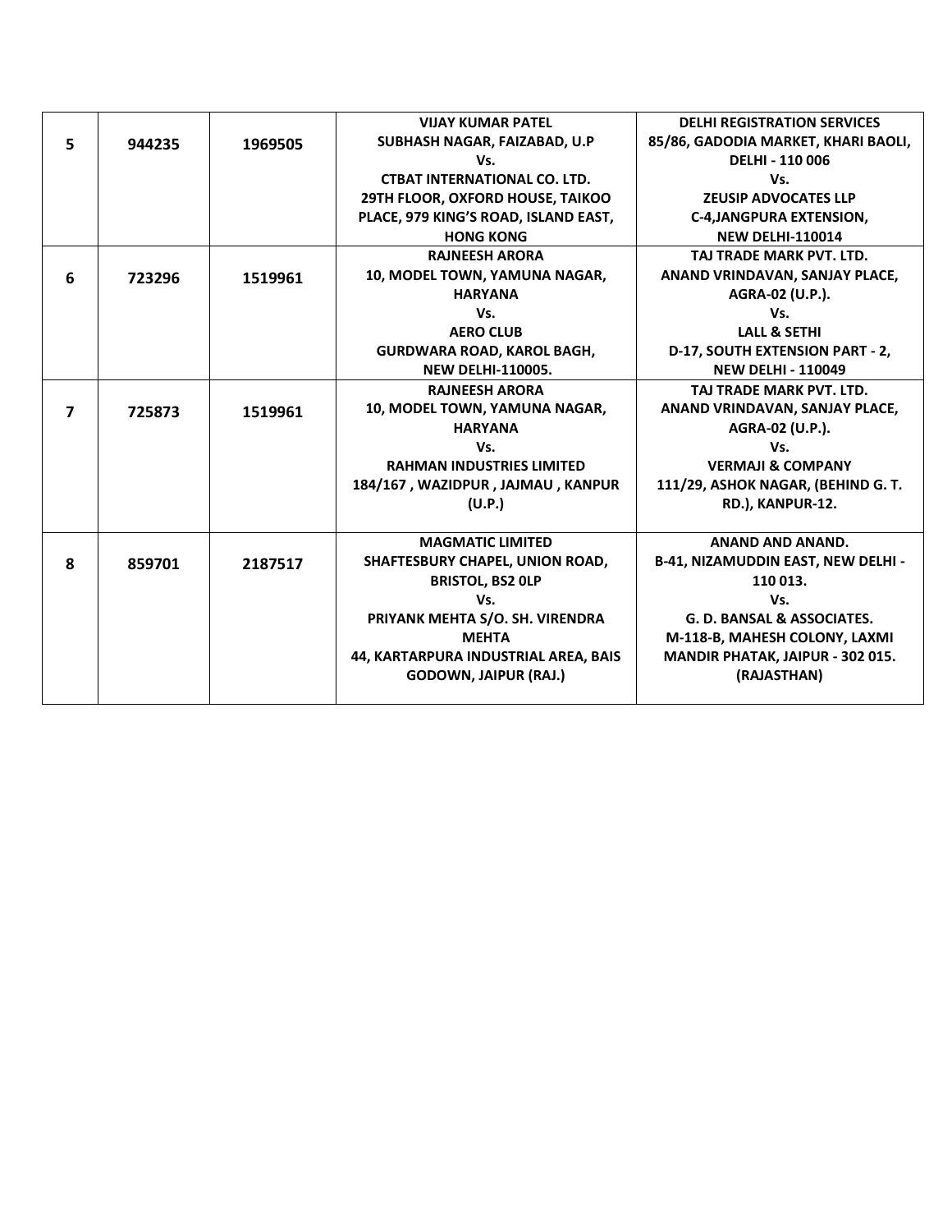| | | | | |
|---|---|---|---|---|
| **5** | **944235** | **1969505** | **VIJAY KUMAR PATEL**<br>**SUBHASH NAGAR, FAIZABAD, U.P**<br>**Vs.**<br>**CTBAT INTERNATIONAL CO. LTD.**<br>**29TH FLOOR, OXFORD HOUSE, TAIKOO PLACE, 979 KING'S ROAD, ISLAND EAST, HONG KONG** | **DELHI REGISTRATION SERVICES**<br>**85/86, GADODIA MARKET, KHARI BAOLI, DELHI - 110 006**<br>**Vs.**<br>**ZEUSIP ADVOCATES LLP**<br>**C-4,JANGPURA EXTENSION, NEW DELHI-110014** |
| **6** | **723296** | **1519961** | **RAJNEESH ARORA**<br>**10, MODEL TOWN, YAMUNA NAGAR, HARYANA**<br>**Vs.**<br>**AERO CLUB**<br>**GURDWARA ROAD, KAROL BAGH, NEW DELHI-110005.** | **TAJ TRADE MARK PVT. LTD.**<br>**ANAND VRINDAVAN, SANJAY PLACE, AGRA-02 (U.P.).**<br>**Vs.**<br>**LALL & SETHI**<br>**D-17, SOUTH EXTENSION PART - 2, NEW DELHI - 110049** |
| **7** | **725873** | **1519961** | **RAJNEESH ARORA**<br>**10, MODEL TOWN, YAMUNA NAGAR, HARYANA**<br>**Vs.**<br>**RAHMAN INDUSTRIES LIMITED**<br>**184/167 , WAZIDPUR , JAJMAU , KANPUR (U.P.)** | **TAJ TRADE MARK PVT. LTD.**<br>**ANAND VRINDAVAN, SANJAY PLACE, AGRA-02 (U.P.).**<br>**Vs.**<br>**VERMAJI & COMPANY**<br>**111/29, ASHOK NAGAR, (BEHIND G. T. RD.), KANPUR-12.** |
| **8** | **859701** | **2187517** | **MAGMATIC LIMITED**<br>**SHAFTESBURY CHAPEL, UNION ROAD, BRISTOL, BS2 0LP**<br>**Vs.**<br>**PRIYANK MEHTA S/O. SH. VIRENDRA MEHTA**<br>**44, KARTARPURA INDUSTRIAL AREA, BAIS GODOWN, JAIPUR (RAJ.)** | **ANAND AND ANAND.**<br>**B-41, NIZAMUDDIN EAST, NEW DELHI - 110 013.**<br>**Vs.**<br>**G. D. BANSAL & ASSOCIATES.**<br>**M-118-B, MAHESH COLONY, LAXMI MANDIR PHATAK, JAIPUR - 302 015. (RAJASTHAN)** |